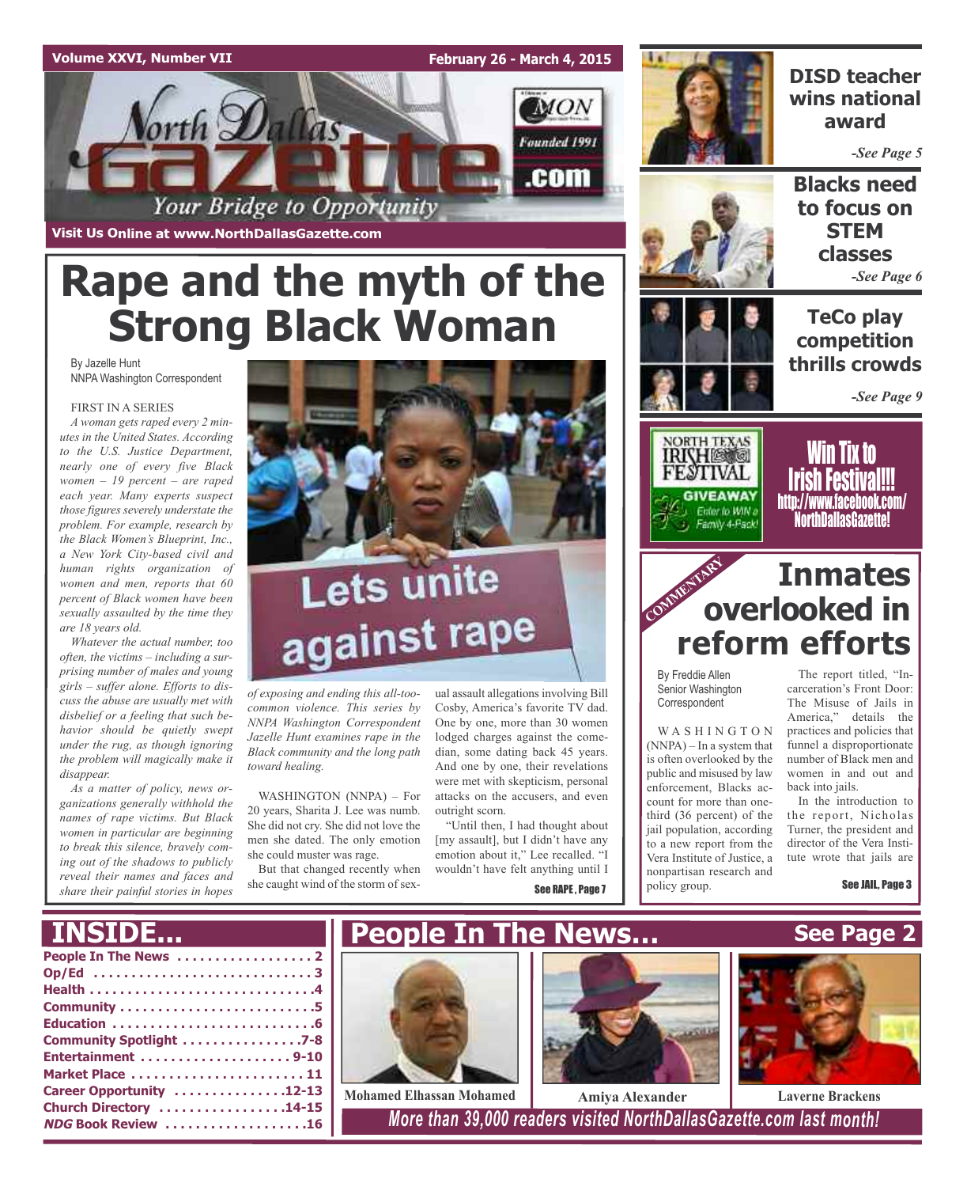# Rape and the myth of the Strong Black Woman

By Jazelle Hunt
NNPA Washington Correspondent

FIRST IN A SERIES

*A woman gets raped every 2 minutes in the United States. According to the U.S. Justice Department, nearly one of every five Black women – 19 percent – are raped each year. Many experts suspect those figures severely understate the problem. For example, research by the Black Women's Blueprint, Inc., a New York City-based civil and human rights organization of women and men, reports that 60 percent of Black women have been sexually assaulted by the time they are 18 years old.*

*Whatever the actual number, too often, the victims – including a surprising number of males and young girls – suffer alone. Efforts to discuss the abuse are usually met with disbelief or a feeling that such behavior should be quietly swept under the rug, as though ignoring the problem will magically make it disappear.*

*As a matter of policy, news organizations generally withhold the names of rape victims. But Black women in particular are beginning to break this silence, bravely coming out of the shadows to publicly reveal their names and faces and share their painful stories in hopes of exposing and ending this all-too-common violence. This series by NNPA Washington Correspondent Jazelle Hunt examines rape in the Black community and the long path toward healing.*

WASHINGTON (NNPA) – For 20 years, Sharita J. Lee was numb. She did not cry. She did not love the men she dated. The only emotion she could muster was rage.

But that changed recently when she caught wind of the storm of sexual assault allegations involving Bill Cosby, America's favorite TV dad. One by one, more than 30 women lodged charges against the comedian, some dating back 45 years. And one by one, their revelations were met with skepticism, personal attacks on the accusers, and even outright scorn.

"Until then, I had thought about [my assault], but I didn't have any emotion about it," Lee recalled. "I wouldn't have felt anything until I

See RAPE, Page 7

---

**DISD teacher wins national award** -See Page 5

**Blacks need to focus on STEM classes** -See Page 6

**TeCo play competition thrills crowds** -See Page 9

NORTH TEXAS IRISH FESTIVAL GIVEAWAY Enter to WIN a Family 4-Pack!

**Win Tix to Irish Festival!!! http://www.facebook.com/NorthDallasGazette!**

---

COMMENTARY

# Inmates overlooked in reform efforts

By Freddie Allen
Senior Washington Correspondent

WASHINGTON (NNPA) – In a system that is often overlooked by the public and misused by law enforcement, Blacks account for more than one-third (36 percent) of the jail population, according to a new report from the Vera Institute of Justice, a nonpartisan research and policy group.

The report titled, "Incarceration's Front Door: The Misuse of Jails in America," details the practices and policies that funnel a disproportionate number of Black men and women in and out and back into jails.

In the introduction to the report, Nicholas Turner, the president and director of the Vera Institute wrote that jails are

See JAIL, Page 3

---

## INSIDE...

- People In The News . . . . . 2
- Op/Ed . . . . . 3
- Health . . . . . 4
- Community . . . . . 5
- Education . . . . . 6
- Community Spotlight . . . . . 7-8
- Entertainment . . . . . 9-10
- Market Place . . . . . 11
- Career Opportunity . . . . . 12-13
- Church Directory . . . . . 14-15
- *NDG* Book Review . . . . . 16

## People In The News... See Page 2

Mohamed Elhassan Mohamed | Amiya Alexander | Laverne Brackens

*More than 39,000 readers visited NorthDallasGazette.com last month!*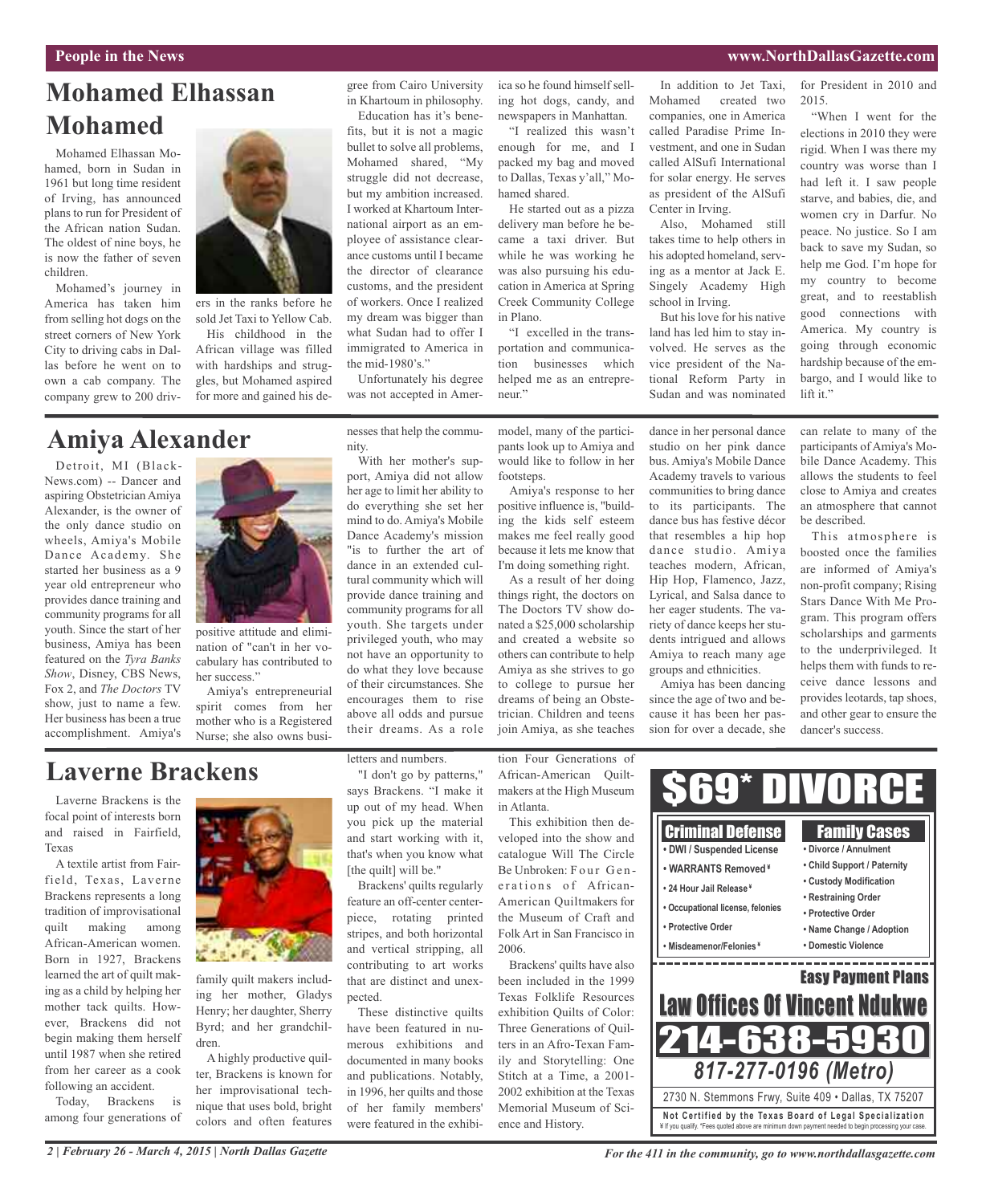# Mohamed Elhassan Mohamed

Mohamed Elhassan Mohamed, born in Sudan in 1961 but long time resident of Irving, has announced plans to run for President of the African nation Sudan. The oldest of nine boys, he is now the father of seven children.

Mohamed's journey in America has taken him from selling hot dogs on the street corners of New York City to driving cabs in Dallas before he went on to own a cab company. The company grew to 200 drivers in the ranks before he sold Jet Taxi to Yellow Cab.

His childhood in the African village was filled with hardships and struggles, but Mohamed aspired for more and gained his degree from Cairo University in Khartoum in philosophy.

Education has it's benefits, but it is not a magic bullet to solve all problems, Mohamed shared, "My struggle did not decrease, but my ambition increased. I worked at Khartoum International airport as an employee of assistance clearance customs until I became the director of clearance customs, and the president of workers. Once I realized my dream was bigger than what Sudan had to offer I immigrated to America in the mid-1980's."

Unfortunately his degree was not accepted in America so he found himself selling hot dogs, candy, and newspapers in Manhattan.

"I realized this wasn't enough for me, and I packed my bag and moved to Dallas, Texas y'all," Mohamed shared.

He started out as a pizza delivery man before he became a taxi driver. But while he was working he was also pursuing his education in America at Spring Creek Community College in Plano.

"I excelled in the transportation and communication businesses which helped me as an entrepreneur."

In addition to Jet Taxi, Mohamed created two companies, one in America called Paradise Prime Investment, and one in Sudan called AlSufi International for solar energy. He serves as president of the AlSufi Center in Irving.

Also, Mohamed still takes time to help others in his adopted homeland, serving as a mentor at Jack E. Singely Academy High school in Irving.

But his love for his native land has led him to stay involved. He serves as the vice president of the National Reform Party in Sudan and was nominated for President in 2010 and 2015.

"When I went for the elections in 2010 they were rigid. When I was there my country was worse than I had left it. I saw people starve, and babies, die, and women cry in Darfur. No peace. No justice. So I am back to save my Sudan, so help me God. I'm hope for my country to become great, and to reestablish good connections with America. My country is going through economic hardship because of the embargo, and I would like to lift it."

# Amiya Alexander

Detroit, MI (BlackNews.com) -- Dancer and aspiring Obstetrician Amiya Alexander, is the owner of the only dance studio on wheels, Amiya's Mobile Dance Academy. She started her business as a 9 year old entrepreneur who provides dance training and community programs for all youth. Since the start of her business, Amiya has been featured on the *Tyra Banks Show*, Disney, CBS News, Fox 2, and *The Doctors* TV show, just to name a few. Her business has been a true accomplishment. Amiya's positive attitude and elimination of "can't in her vocabulary has contributed to her success."

Amiya's entrepreneurial spirit comes from her mother who is a Registered Nurse; she also owns businesses that help the community.

With her mother's support, Amiya did not allow her age to limit her ability to do everything she set her mind to do. Amiya's Mobile Dance Academy's mission "is to further the art of dance in an extended cultural community which will provide dance training and community programs for all youth. She targets under privileged youth, who may not have an opportunity to do what they love because of their circumstances. She encourages them to rise above all odds and pursue their dreams. As a role model, many of the participants look up to Amiya and would like to follow in her footsteps.

Amiya's response to her positive influence is, "building the kids self esteem makes me feel really good because it lets me know that I'm doing something right.

As a result of her doing things right, the doctors on The Doctors TV show donated a $25,000 scholarship and created a website so others can contribute to help Amiya as she strives to go to college to pursue her dreams of being an Obstetrician. Children and teens join Amiya, as she teaches dance in her personal dance studio on her pink dance bus. Amiya's Mobile Dance Academy travels to various communities to bring dance to its participants. The dance bus has festive décor that resembles a hip hop dance studio. Amiya teaches modern, African, Hip Hop, Flamenco, Jazz, Lyrical, and Salsa dance to her eager students. The variety of dance keeps her students intrigued and allows Amiya to reach many age groups and ethnicities.

Amiya has been dancing since the age of two and because it has been her passion for over a decade, she can relate to many of the participants of Amiya's Mobile Dance Academy. This allows the students to feel close to Amiya and creates an atmosphere that cannot be described.

This atmosphere is boosted once the families are informed of Amiya's non-profit company; Rising Stars Dance With Me Program. This program offers scholarships and garments to the underprivileged. It helps them with funds to receive dance lessons and provides leotards, tap shoes, and other gear to ensure the dancer's success.

# Laverne Brackens

Laverne Brackens is the focal point of interests born and raised in Fairfield, Texas

A textile artist from Fairfield, Texas, Laverne Brackens represents a long tradition of improvisational quilt making among African-American women. Born in 1927, Brackens learned the art of quilt making as a child by helping her mother tack quilts. However, Brackens did not begin making them herself until 1987 when she retired from her career as a cook following an accident.

Today, Brackens is among four generations of family quilt makers including her mother, Gladys Henry; her daughter, Sherry Byrd; and her grandchildren.

A highly productive quilter, Brackens is known for her improvisational technique that uses bold, bright colors and often features letters and numbers.

"I don't go by patterns," says Brackens. "I make it up out of my head. When you pick up the material and start working with it, that's when you know what [the quilt] will be."

Brackens' quilts regularly feature an off-center centerpiece, rotating printed stripes, and both horizontal and vertical stripping, all contributing to art works that are distinct and unexpected.

These distinctive quilts have been featured in numerous exhibitions and documented in many books and publications. Notably, in 1996, her quilts and those of her family members' were featured in the exhibition Four Generations of African-American Quiltmakers at the High Museum in Atlanta.

This exhibition then developed into the show and catalogue Will The Circle Be Unbroken: Four Generations of African-American Quiltmakers for the Museum of Craft and Folk Art in San Francisco in 2006.

Brackens' quilts have also been included in the 1999 Texas Folklife Resources exhibition Quilts of Color: Three Generations of Quilters in an Afro-Texan Family and Storytelling: One Stitch at a Time, a 2001-2002 exhibition at the Texas Memorial Museum of Science and History.

---

**$69* DIVORCE**

**Criminal Defense**
- DWI / Suspended License
- WARRANTS Removed ¥
- 24 Hour Jail Release ¥
- Occupational license, felonies
- Protective Order
- Misdeamenor/Felonies ¥

**Family Cases**
- Divorce / Annulment
- Child Support / Paternity
- Custody Modification
- Restraining Order
- Protective Order
- Name Change / Adoption
- Domestic Violence

**Easy Payment Plans**

**Law Offices Of Vincent Ndukwe**

**214-638-5930**

**817-277-0196 (Metro)**

2730 N. Stemmons Frwy, Suite 409 • Dallas, TX 75207

**Not Certified by the Texas Board of Legal Specialization**

¥ If you qualify. *Fees quoted above are minimum down payment needed to begin processing your case.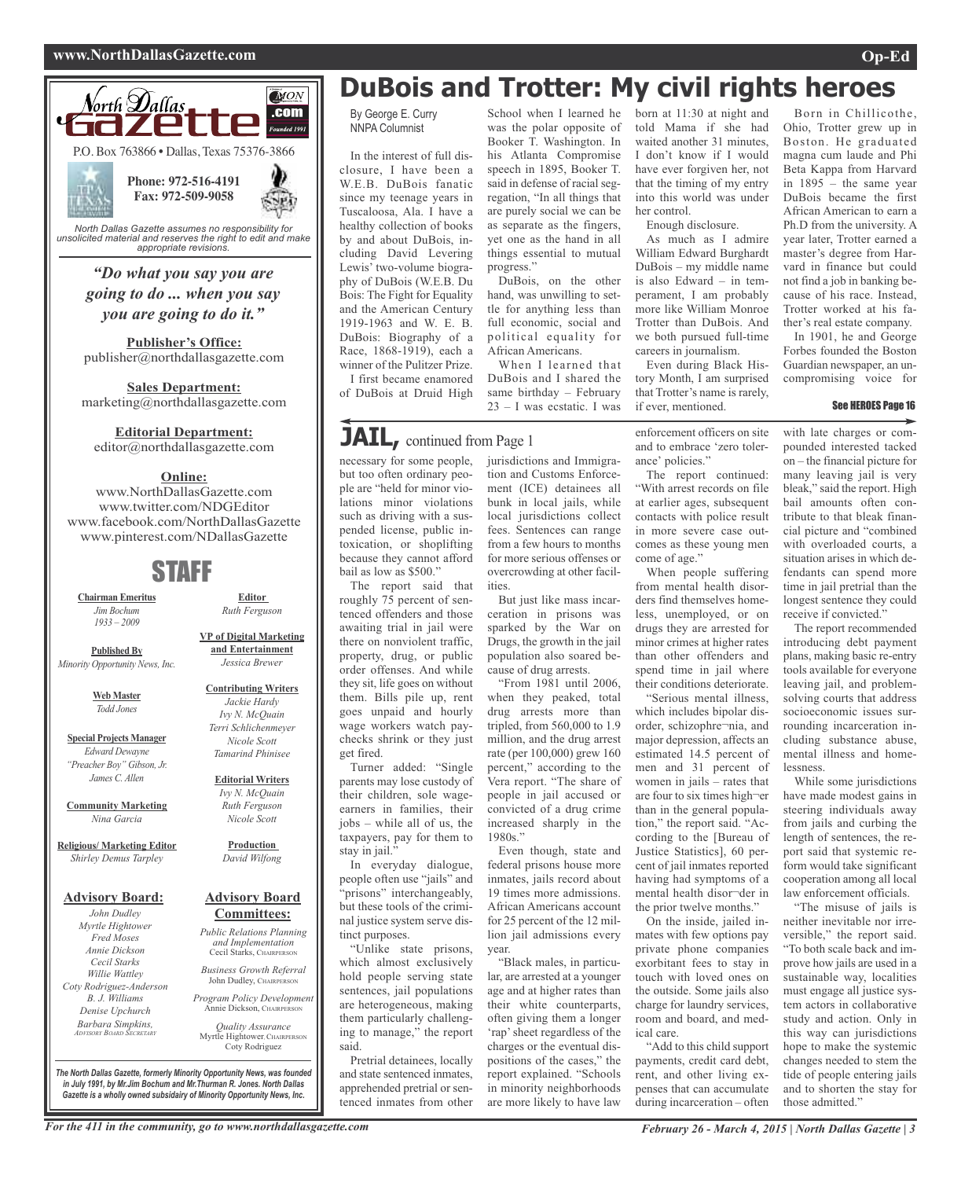North Dallas Gazette

P.O. Box 763866 • Dallas, Texas 75376-3866

**Phone: 972-516-4191**
**Fax: 972-509-9058**

*North Dallas Gazette assumes no responsibility for unsolicited material and reserves the right to edit and make appropriate revisions.*

***"Do what you say you are going to do ... when you say you are going to do it."***

**Publisher's Office:**
publisher@northdallasgazette.com

**Sales Department:**
marketing@northdallasgazette.com

**Editorial Department:**
editor@northdallasgazette.com

**Online:**
www.NorthDallasGazette.com
www.twitter.com/NDGEditor
www.facebook.com/NorthDallasGazette
www.pinterest.com/NDallasGazette

## STAFF

**Chairman Emeritus**
*Jim Bochum*
*1933 – 2009*

**Published By**
*Minority Opportunity News, Inc.*

**Web Master**
*Todd Jones*

**Special Projects Manager**
*Edward Dewayne "Preacher Boy" Gibson, Jr.*
*James C. Allen*

**Community Marketing**
*Nina Garcia*

**Religious/ Marketing Editor**
*Shirley Demus Tarpley*

**Editor**
*Ruth Ferguson*

**VP of Digital Marketing and Entertainment**
*Jessica Brewer*

**Contributing Writers**
*Jackie Hardy*
*Ivy N. McQuain*
*Terri Schlichenmeyer*
*Nicole Scott*
*Tamarind Phinisee*

**Editorial Writers**
*Ivy N. McQuain*
*Ruth Ferguson*
*Nicole Scott*

**Production**
*David Wilfong*

**Advisory Board:**
*John Dudley*
*Myrtle Hightower*
*Fred Moses*
*Annie Dickson*
*Cecil Starks*
*Willie Wattley*
*Coty Rodriguez-Anderson*
*B. J. Williams*
*Denise Upchurch*
*Barbara Simpkins, Advisory Board Secretary*

**Advisory Board Committees:**

*Public Relations Planning and Implementation*
Cecil Starks, Chairperson

*Business Growth Referral*
John Dudley, Chairperson

*Program Policy Development*
Annie Dickson, Chairperson

*Quality Assurance*
Myrtle Hightower, Chairperson
Coty Rodriguez

***The North Dallas Gazette, formerly Minority Opportunity News, was founded in July 1991, by Mr.Jim Bochum and Mr.Thurman R. Jones. North Dallas Gazette is a wholly owned subsidairy of Minority Opportunity News, Inc.***

# DuBois and Trotter: My civil rights heroes

By George E. Curry
NNPA Columnist

In the interest of full disclosure, I have been a W.E.B. DuBois fanatic since my teenage years in Tuscaloosa, Ala. I have a healthy collection of books by and about DuBois, including David Levering Lewis' two-volume biography of DuBois (W.E.B. Du Bois: The Fight for Equality and the American Century 1919-1963 and W. E. B. DuBois: Biography of a Race, 1868-1919), each a winner of the Pulitzer Prize.

I first became enamored of DuBois at Druid High School when I learned he was the polar opposite of Booker T. Washington. In his Atlanta Compromise speech in 1895, Booker T. said in defense of racial segregation, "In all things that are purely social we can be as separate as the fingers, yet one as the hand in all things essential to mutual progress."

DuBois, on the other hand, was unwilling to settle for anything less than full economic, social and political equality for African Americans.

When I learned that DuBois and I shared the same birthday – February 23 – I was ecstatic. I was born at 11:30 at night and told Mama if she had waited another 31 minutes, I don't know if I would have ever forgiven her, not that the timing of my entry into this world was under her control.

Enough disclosure.

As much as I admire William Edward Burghardt DuBois – my middle name is also Edward – in temperament, I am probably more like William Monroe Trotter than DuBois. And we both pursued full-time careers in journalism.

Even during Black History Month, I am surprised that Trotter's name is rarely, if ever, mentioned.

Born in Chillicothe, Ohio, Trotter grew up in Boston. He graduated magna cum laude and Phi Beta Kappa from Harvard in 1895 – the same year DuBois became the first African American to earn a Ph.D from the university. A year later, Trotter earned a master's degree from Harvard in finance but could not find a job in banking because of his race. Instead, Trotter worked at his father's real estate company.

In 1901, he and George Forbes founded the Boston Guardian newspaper, an uncompromising voice for

**See HEROES Page 16**

# JAIL, continued from Page 1

necessary for some people, but too often ordinary people are "held for minor violations minor violations such as driving with a suspended license, public intoxication, or shoplifting because they cannot afford bail as low as $500."

The report said that roughly 75 percent of sentenced offenders and those awaiting trial in jail were there on nonviolent traffic, property, drug, or public order offenses. And while they sit, life goes on without them. Bills pile up, rent goes unpaid and hourly wage workers watch paychecks shrink or they just get fired.

Turner added: "Single parents may lose custody of their children, sole wage-earners in families, their jobs – while all of us, the taxpayers, pay for them to stay in jail."

In everyday dialogue, people often use "jails" and "prisons" interchangeably, but these tools of the criminal justice system serve distinct purposes.

"Unlike state prisons, which almost exclusively hold people serving state sentences, jail populations are heterogeneous, making them particularly challenging to manage," the report said.

Pretrial detainees, locally and state sentenced inmates, apprehended pretrial or sentenced inmates from other jurisdictions and Immigration and Customs Enforcement (ICE) detainees all bunk in local jails, while local jurisdictions collect fees. Sentences can range from a few hours to months for more serious offenses or overcrowding at other facilities.

But just like mass incarceration in prisons was sparked by the War on Drugs, the growth in the jail population also soared because of drug arrests.

"From 1981 until 2006, when they peaked, total drug arrests more than tripled, from 560,000 to 1.9 million, and the drug arrest rate (per 100,000) grew 160 percent," according to the Vera report. "The share of people in jail accused or convicted of a drug crime increased sharply in the 1980s."

Even though, state and federal prisons house more inmates, jails record about 19 times more admissions. African Americans account for 25 percent of the 12 million jail admissions every year.

"Black males, in particular, are arrested at a younger age and at higher rates than their white counterparts, often giving them a longer 'rap' sheet regardless of the charges or the eventual dispositions of the cases," the report explained. "Schools in minority neighborhoods are more likely to have law enforcement officers on site and to embrace 'zero tolerance' policies."

The report continued: "With arrest records on file at earlier ages, subsequent contacts with police result in more severe case outcomes as these young men come of age."

When people suffering from mental health disorders find themselves homeless, unemployed, or on drugs they are arrested for minor crimes at higher rates than other offenders and spend time in jail where their conditions deteriorate.

"Serious mental illness, which includes bipolar disorder, schizophrenia, and major depression, affects an estimated 14.5 percent of men and 31 percent of women in jails – rates that are four to six times higher than in the general population," the report said. "According to the [Bureau of Justice Statistics], 60 percent of jail inmates reported having had symptoms of a mental health disorder in the prior twelve months."

On the inside, jailed inmates with few options pay private phone companies exorbitant fees to stay in touch with loved ones on the outside. Some jails also charge for laundry services, room and board, and medical care.

"Add to this child support payments, credit card debt, rent, and other living expenses that can accumulate during incarceration – often with late charges or compounded interested tacked on – the financial picture for many leaving jail is very bleak," said the report. High bail amounts often contribute to that bleak financial picture and "combined with overloaded courts, a situation arises in which defendants can spend more time in jail pretrial than the longest sentence they could receive if convicted."

The report recommended introducing debt payment plans, making basic re-entry tools available for everyone leaving jail, and problem-solving courts that address socioeconomic issues surrounding incarceration including substance abuse, mental illness and homelessness.

While some jurisdictions have made modest gains in steering individuals away from jails and curbing the length of sentences, the report said that systemic reform would take significant cooperation among all local law enforcement officials.

"The misuse of jails is neither inevitable nor irreversible," the report said. "To both scale back and improve how jails are used in a sustainable way, localities must engage all justice system actors in collaborative study and action. Only in this way can jurisdictions hope to make the systemic changes needed to stem the tide of people entering jails and to shorten the stay for those admitted."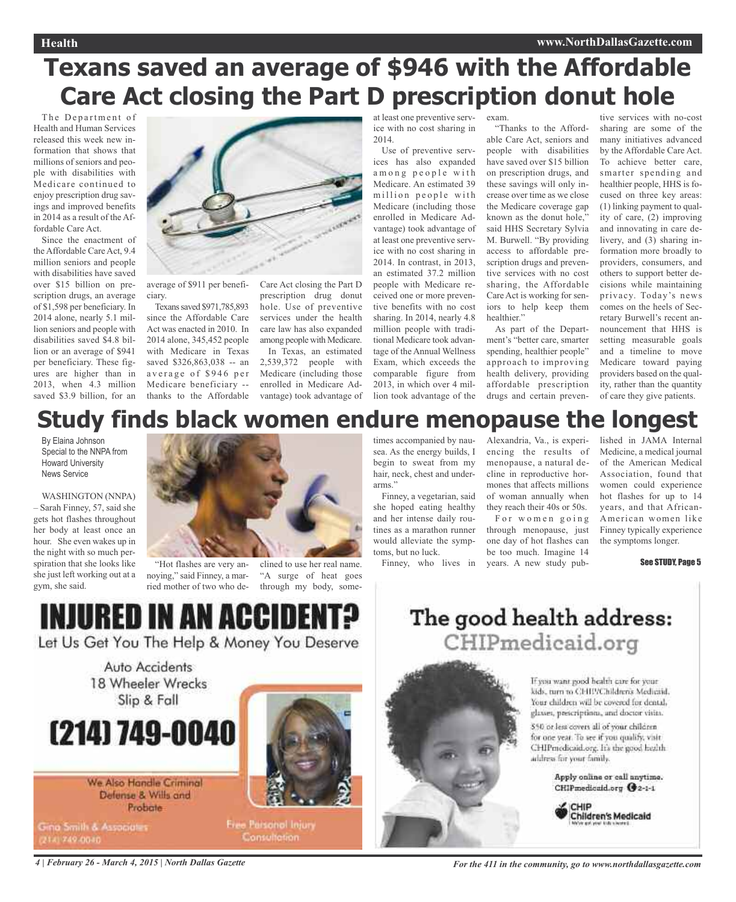# Texans saved an average of $946 with the Affordable Care Act closing the Part D prescription donut hole

The Department of Health and Human Services released this week new information that shows that millions of seniors and people with disabilities with Medicare continued to enjoy prescription drug savings and improved benefits in 2014 as a result of the Affordable Care Act.

Since the enactment of the Affordable Care Act, 9.4 million seniors and people with disabilities have saved over $15 billion on prescription drugs, an average of $1,598 per beneficiary. In 2014 alone, nearly 5.1 million seniors and people with disabilities saved $4.8 billion or an average of $941 per beneficiary. These figures are higher than in 2013, when 4.3 million saved $3.9 billion, for an average of $911 per beneficiary.

Texans saved $971,785,893 since the Affordable Care Act was enacted in 2010. In 2014 alone, 345,452 people with Medicare in Texas saved $326,863,038 -- an average of $946 per Medicare beneficiary -- thanks to the Affordable Care Act closing the Part D prescription drug donut hole. Use of preventive services under the health care law has also expanded among people with Medicare.

In Texas, an estimated 2,539,372 people with Medicare (including those enrolled in Medicare Advantage) took advantage of at least one preventive service with no cost sharing in 2014.

Use of preventive services has also expanded among people with Medicare. An estimated 39 million people with Medicare (including those enrolled in Medicare Advantage) took advantage of at least one preventive service with no cost sharing in 2014. In contrast, in 2013, an estimated 37.2 million people with Medicare received one or more preventive benefits with no cost sharing. In 2014, nearly 4.8 million people with traditional Medicare took advantage of the Annual Wellness Exam, which exceeds the comparable figure from 2013, in which over 4 million took advantage of the exam.

"Thanks to the Affordable Care Act, seniors and people with disabilities have saved over $15 billion on prescription drugs, and these savings will only increase over time as we close the Medicare coverage gap known as the donut hole," said HHS Secretary Sylvia M. Burwell. "By providing access to affordable prescription drugs and preventive services with no cost sharing, the Affordable Care Act is working for seniors to help keep them healthier."

As part of the Department's "better care, smarter spending, healthier people" approach to improving health delivery, providing affordable prescription drugs and certain preventive services with no-cost sharing are some of the many initiatives advanced by the Affordable Care Act. To achieve better care, smarter spending and healthier people, HHS is focused on three key areas: (1) linking payment to quality of care, (2) improving and innovating in care delivery, and (3) sharing information more broadly to providers, consumers, and others to support better decisions while maintaining privacy. Today's news comes on the heels of Secretary Burwell's recent announcement that HHS is setting measurable goals and a timeline to move Medicare toward paying providers based on the quality, rather than the quantity of care they give patients.

# Study finds black women endure menopause the longest

By Elaina Johnson
Special to the NNPA from Howard University News Service

WASHINGTON (NNPA) – Sarah Finney, 57, said she gets hot flashes throughout her body at least once an hour. She even wakes up in the night with so much perspiration that she looks like she just left working out at a gym, she said.

"Hot flashes are very annoying," said Finney, a married mother of two who declined to use her real name. "A surge of heat goes through my body, sometimes accompanied by nausea. As the energy builds, I begin to sweat from my hair, neck, chest and underarms."

Finney, a vegetarian, said she hoped eating healthy and her intense daily routines as a marathon runner would alleviate the symptoms, but no luck.

Finney, who lives in Alexandria, Va., is experiencing the results of menopause, a natural decline in reproductive hormones that affects millions of woman annually when they reach their 40s or 50s.

For women going through menopause, just one day of hot flashes can be too much. Imagine 14 years. A new study published in JAMA Internal Medicine, a medical journal of the American Medical Association, found that women could experience hot flashes for up to 14 years, and that African-American women like Finney typically experience the symptoms longer.

See STUDY, Page 5

# INJURED IN AN ACCIDENT?

Let Us Get You The Help & Money You Deserve

Auto Accidents
18 Wheeler Wrecks
Slip & Fall

**(214) 749-0040**

We Also Handle Criminal Defense & Wills and Probate

Gina Smith & Associates
(214) 749-0040

Free Personal Injury Consultation

# The good health address: CHIPmedicaid.org

If you want good health care for your kids, turn to CHIP/Children's Medicaid. Your children will be covered for dental, glasses, prescriptions, and doctor visits.

$50 or less covers all of your children for one year. To see if you qualify, visit CHIPmedicaid.org. It's the good health address for your family.

Apply online or call anytime.
CHIPmedicaid.org 2-1-1

CHIP
Children's Medicaid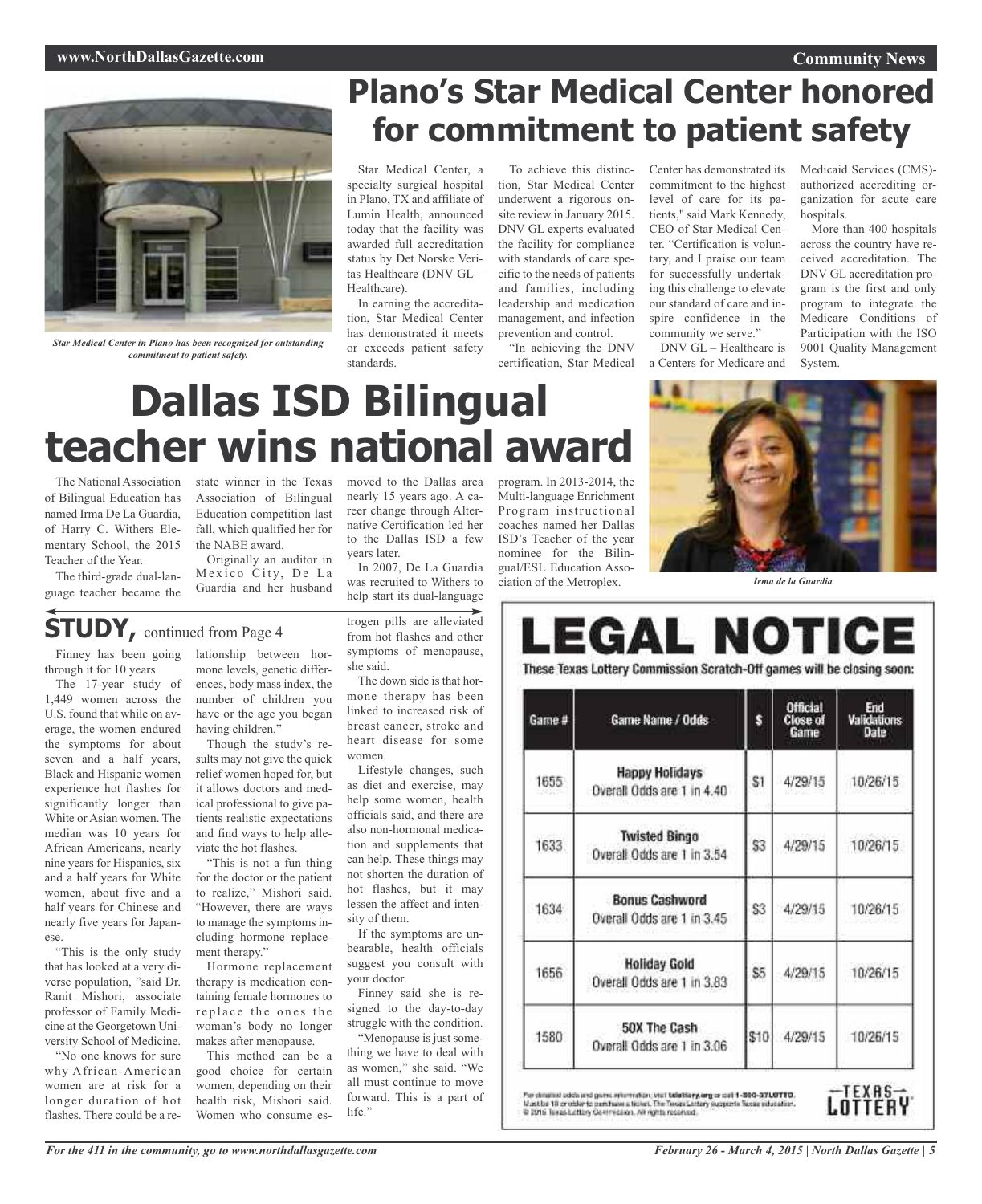# Plano's Star Medical Center honored for commitment to patient safety

*Star Medical Center in Plano has been recognized for outstanding commitment to patient safety.*

Star Medical Center, a specialty surgical hospital in Plano, TX and affiliate of Lumin Health, announced today that the facility was awarded full accreditation status by Det Norske Veritas Healthcare (DNV GL – Healthcare).

In earning the accreditation, Star Medical Center has demonstrated it meets or exceeds patient safety standards.

To achieve this distinction, Star Medical Center underwent a rigorous on-site review in January 2015. DNV GL experts evaluated the facility for compliance with standards of care specific to the needs of patients and families, including leadership and medication management, and infection prevention and control.

"In achieving the DNV certification, Star Medical Center has demonstrated its commitment to the highest level of care for its patients," said Mark Kennedy, CEO of Star Medical Center. "Certification is voluntary, and I praise our team for successfully undertaking this challenge to elevate our standard of care and inspire confidence in the community we serve."

DNV GL – Healthcare is a Centers for Medicare and Medicaid Services (CMS)-authorized accrediting organization for acute care hospitals.

More than 400 hospitals across the country have received accreditation. The DNV GL accreditation program is the first and only program to integrate the Medicare Conditions of Participation with the ISO 9001 Quality Management System.

# Dallas ISD Bilingual teacher wins national award

The National Association of Bilingual Education has named Irma De La Guardia, of Harry C. Withers Elementary School, the 2015 Teacher of the Year.

The third-grade dual-language teacher became the state winner in the Texas Association of Bilingual Education competition last fall, which qualified her for the NABE award.

Originally an auditor in Mexico City, De La Guardia and her husband moved to the Dallas area nearly 15 years ago. A career change through Alternative Certification led her to the Dallas ISD a few years later.

In 2007, De La Guardia was recruited to Withers to help start its dual-language program. In 2013-2014, the Multi-language Enrichment Program instructional coaches named her Dallas ISD's Teacher of the year nominee for the Bilingual/ESL Education Association of the Metroplex.

*Irma de la Guardia*

## STUDY, continued from Page 4

Finney has been going through it for 10 years.

The 17-year study of 1,449 women across the U.S. found that while on average, the women endured the symptoms for about seven and a half years, Black and Hispanic women experience hot flashes for significantly longer than White or Asian women. The median was 10 years for African Americans, nearly nine years for Hispanics, six and a half years for White women, about five and a half years for Chinese and nearly five years for Japanese.

"This is the only study that has looked at a very diverse population, "said Dr. Ranit Mishori, associate professor of Family Medicine at the Georgetown University School of Medicine.

"No one knows for sure why African-American women are at risk for a longer duration of hot flashes. There could be a relationship between hormone levels, genetic differences, body mass index, the number of children you have or the age you began having children."

Though the study's results may not give the quick relief women hoped for, but it allows doctors and medical professional to give patients realistic expectations and find ways to help alleviate the hot flashes.

"This is not a fun thing for the doctor or the patient to realize," Mishori said. "However, there are ways to manage the symptoms including hormone replacement therapy."

Hormone replacement therapy is medication containing female hormones to replace the ones the woman's body no longer makes after menopause.

This method can be a good choice for certain women, depending on their health risk, Mishori said. Women who consume estrogen pills are alleviated from hot flashes and other symptoms of menopause, she said.

The down side is that hormone therapy has been linked to increased risk of breast cancer, stroke and heart disease for some women.

Lifestyle changes, such as diet and exercise, may help some women, health officials said, and there are also non-hormonal medication and supplements that can help. These things may not shorten the duration of hot flashes, but it may lessen the affect and intensity of them.

If the symptoms are unbearable, health officials suggest you consult with your doctor.

Finney said she is resigned to the day-to-day struggle with the condition.

"Menopause is just something we have to deal with as women," she said. "We all must continue to move forward. This is a part of life."

# LEGAL NOTICE

**These Texas Lottery Commission Scratch-Off games will be closing soon:**

| Game # | Game Name / Odds | $ | Official Close of Game | End Validations Date |
|---|---|---|---|---|
| 1655 | **Happy Holidays** Overall Odds are 1 in 4.40 | $1 | 4/29/15 | 10/26/15 |
| 1633 | **Twisted Bingo** Overall Odds are 1 in 3.54 | $3 | 4/29/15 | 10/26/15 |
| 1634 | **Bonus Cashword** Overall Odds are 1 in 3.45 | $3 | 4/29/15 | 10/26/15 |
| 1656 | **Holiday Gold** Overall Odds are 1 in 3.83 | $5 | 4/29/15 | 10/26/15 |
| 1580 | **50X The Cash** Overall Odds are 1 in 3.06 | $10 | 4/29/15 | 10/26/15 |

For detailed odds and game information, visit txlottery.org or call 1-800-37LOTTO. Must be 18 or older to purchase a ticket. The Texas Lottery supports Texas education. © 2015 Texas Lottery Commission. All rights reserved.

TEXAS LOTTERY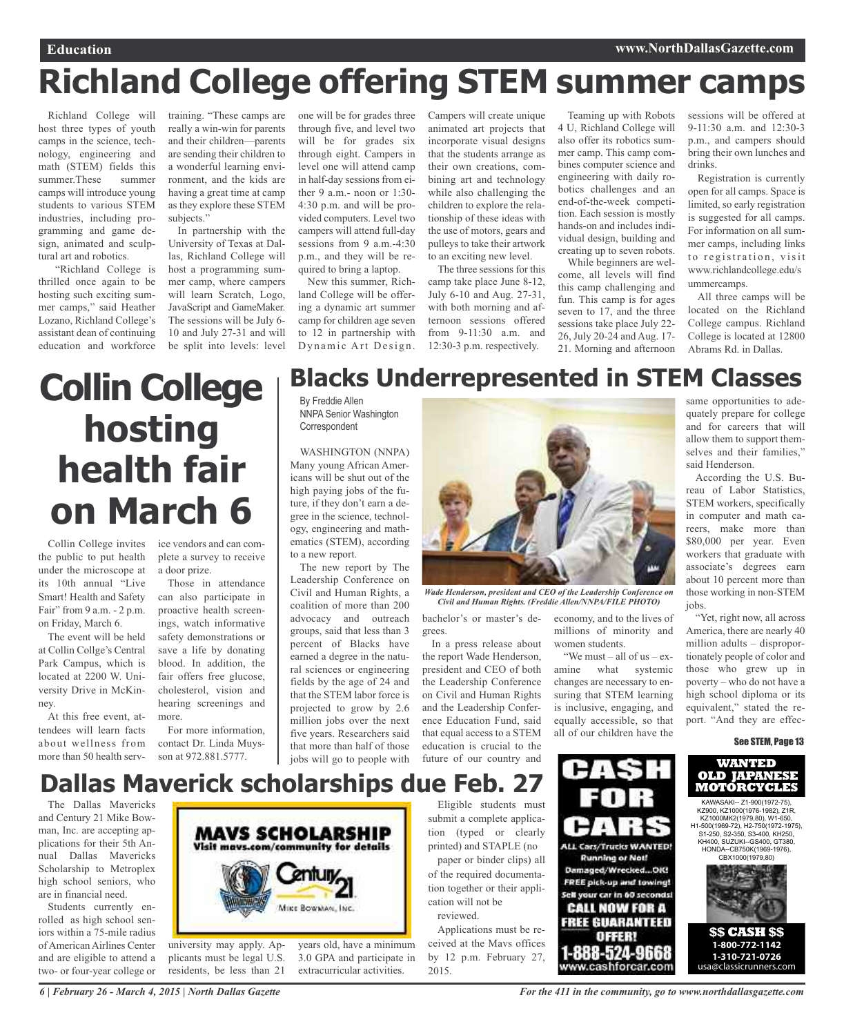# Richland College offering STEM summer camps

Richland College will host three types of youth camps in the science, technology, engineering and math (STEM) fields this summer.These summer camps will introduce young students to various STEM industries, including programming and game design, animated and sculptural art and robotics.

"Richland College is thrilled once again to be hosting such exciting summer camps," said Heather Lozano, Richland College's assistant dean of continuing education and workforce training. "These camps are really a win-win for parents and their children—parents are sending their children to a wonderful learning environment, and the kids are having a great time at camp as they explore these STEM subjects."

In partnership with the University of Texas at Dallas, Richland College will host a programming summer camp, where campers will learn Scratch, Logo, JavaScript and GameMaker. The sessions will be July 6-10 and July 27-31 and will be split into levels: level one will be for grades three through five, and level two will be for grades six through eight. Campers in level one will attend camp in half-day sessions from either 9 a.m.- noon or 1:30-4:30 p.m. and will be provided computers. Level two campers will attend full-day sessions from 9 a.m.-4:30 p.m., and they will be required to bring a laptop.

New this summer, Richland College will be offering a dynamic art summer camp for children age seven to 12 in partnership with Dynamic Art Design. Campers will create unique animated art projects that incorporate visual designs that the students arrange as their own creations, combining art and technology while also challenging the children to explore the relationship of these ideas with the use of motors, gears and pulleys to take their artwork to an exciting new level.

The three sessions for this camp take place June 8-12, July 6-10 and Aug. 27-31, with both morning and afternoon sessions offered from 9-11:30 a.m. and 12:30-3 p.m. respectively.

Teaming up with Robots 4 U, Richland College will also offer its robotics summer camp. This camp combines computer science and engineering with daily robotics challenges and an end-of-the-week competition. Each session is mostly hands-on and includes individual design, building and creating up to seven robots.

While beginners are welcome, all levels will find this camp challenging and fun. This camp is for ages seven to 17, and the three sessions take place July 22-26, July 20-24 and Aug. 17-21. Morning and afternoon sessions will be offered at 9-11:30 a.m. and 12:30-3 p.m., and campers should bring their own lunches and drinks.

Registration is currently open for all camps. Space is limited, so early registration is suggested for all camps. For information on all summer camps, including links to registration, visit www.richlandcollege.edu/summercamps.

All three camps will be located on the Richland College campus. Richland College is located at 12800 Abrams Rd. in Dallas.

# Collin College hosting health fair on March 6

Collin College invites the public to put health under the microscope at its 10th annual "Live Smart! Health and Safety Fair" from 9 a.m. - 2 p.m. on Friday, March 6.

The event will be held at Collin Collge's Central Park Campus, which is located at 2200 W. University Drive in McKinney.

At this free event, attendees will learn facts about wellness from more than 50 health service vendors and can complete a survey to receive a door prize.

Those in attendance can also participate in proactive health screenings, watch informative safety demonstrations or save a life by donating blood. In addition, the fair offers free glucose, cholesterol, vision and hearing screenings and more.

For more information, contact Dr. Linda Muysson at 972.881.5777.

# Blacks Underrepresented in STEM Classes

By Freddie Allen
NNPA Senior Washington Correspondent

WASHINGTON (NNPA) Many young African Americans will be shut out of the high paying jobs of the future, if they don't earn a degree in the science, technology, engineering and mathematics (STEM), according to a new report.

The new report by The Leadership Conference on Civil and Human Rights, a coalition of more than 200 advocacy and outreach groups, said that less than 3 percent of Blacks have earned a degree in the natural sciences or engineering fields by the age of 24 and that the STEM labor force is projected to grow by 2.6 million jobs over the next five years. Researchers said that more than half of those jobs will go to people with bachelor's or master's degrees.

*Wade Henderson, president and CEO of the Leadership Conference on Civil and Human Rights. (Freddie Allen/NNPA/FILE PHOTO)*

In a press release about the report Wade Henderson, president and CEO of both the Leadership Conference on Civil and Human Rights and the Leadership Conference Education Fund, said that equal access to a STEM education is crucial to the future of our country and economy, and to the lives of millions of minority and women students.

"We must – all of us – examine what systemic changes are necessary to ensuring that STEM learning is inclusive, engaging, and equally accessible, so that all of our children have the same opportunities to adequately prepare for college and for careers that will allow them to support themselves and their families," said Henderson.

According the U.S. Bureau of Labor Statistics, STEM workers, specifically in computer and math careers, make more than $80,000 per year. Even workers that graduate with associate's degrees earn about 10 percent more than those working in non-STEM jobs.

"Yet, right now, all across America, there are nearly 40 million adults – disproportionately people of color and those who grew up in poverty – who do not have a high school diploma or its equivalent," stated the report. "And they are effec-

**See STEM, Page 13**

# Dallas Maverick scholarships due Feb. 27

The Dallas Mavericks and Century 21 Mike Bowman, Inc. are accepting applications for their 5th Annual Dallas Mavericks Scholarship to Metroplex high school seniors, who are in financial need.

Students currently enrolled as high school seniors within a 75-mile radius of American Airlines Center and are eligible to attend a two- or four-year college or university may apply. Applicants must be legal U.S. residents, be less than 21 years old, have a minimum 3.0 GPA and participate in extracurricular activities.

Eligible students must submit a complete application (typed or clearly printed) and STAPLE (no paper or binder clips) all of the required documentation together or their application will not be reviewed.

Applications must be received at the Mavs offices by 12 p.m. February 27, 2015.

**MAVS SCHOLARSHIP**
Visit mavs.com/community for details
Century 21 Mike Bowman, Inc.

**CASH FOR CARS**
ALL Cars/Trucks WANTED! Running or Not! Damaged/Wrecked...OK! FREE pick-up and towing! Sell your car in 60 seconds! CALL NOW FOR A FREE GUARANTEED OFFER! 1-888-524-9668 www.cashforcar.com

**WANTED OLD JAPANESE MOTORCYCLES**
KAWASAKI-- Z1-900(1972-75), KZ900, KZ1000(1976-1982), Z1R, KZ1000MK2(1979,80), W1-650, H1-500(1969-72), H2-750(1972-1975), S1-250, S2-350, S3-400, KH250, KH400, SUZUKI--GS400, GT380, HONDA--CB750K(1969-1976), CBX1000(1979,80)
$$ CASH $$
1-800-772-1142
1-310-721-0726
usa@classicrunners.com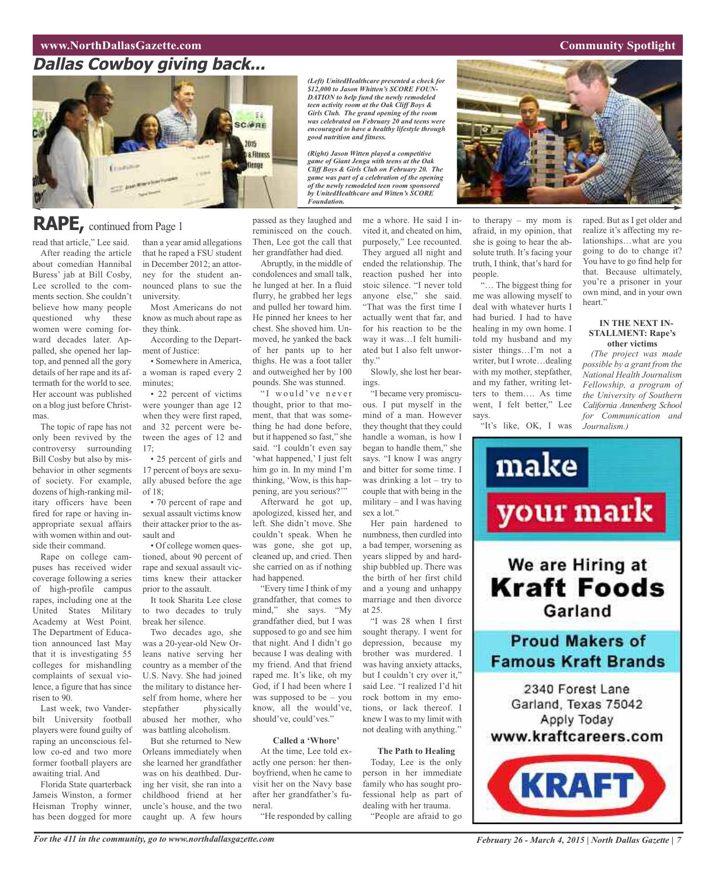## Dallas Cowboy giving back...

*(Left) UnitedHealthcare presented a check for $12,000 to Jason Whitten's SCORE FOUNDATION to help fund the newly remodeled teen activity room at the Oak Cliff Boys & Girls Club. The grand opening of the room was celebrated on February 20 and teens were encouraged to have a healthy lifestyle through good nutrition and fitness.*

*(Right) Jason Witten played a competitive game of Giant Jenga with teens at the Oak Cliff Boys & Girls Club on February 20. The game was part of a celebration of the opening of the newly remodeled teen room sponsored by UnitedHealthcare and Witten's SCORE Foundation.*

# RAPE, continued from Page 1

read that article," Lee said.

After reading the article about comedian Hannibal Buress' jab at Bill Cosby, Lee scrolled to the comments section. She couldn't believe how many people questioned why these women were coming forward decades later. Appalled, she opened her laptop, and penned all the gory details of her rape and its aftermath for the world to see. Her account was published on a blog just before Christmas.

The topic of rape has not only been revived by the controversy surrounding Bill Cosby but also by misbehavior in other segments of society. For example, dozens of high-ranking military officers have been fired for rape or having inappropriate sexual affairs with women within and outside their command.

Rape on college campuses has received wider coverage following a series of high-profile campus rapes, including one at the United States Military Academy at West Point. The Department of Education announced last May that it is investigating 55 colleges for mishandling complaints of sexual violence, a figure that has since risen to 90.

Last week, two Vanderbilt University football players were found guilty of raping an unconscious fellow co-ed and two more former football players are awaiting trial. And Florida State quarterback Jameis Winston, a former Heisman Trophy winner, has been dogged for more than a year amid allegations that he raped a FSU student in December 2012; an attorney for the student announced plans to sue the university.

Most Americans do not know as much about rape as they think.

According to the Department of Justice:

• Somewhere in America, a woman is raped every 2 minutes;

• 22 percent of victims were younger than age 12 when they were first raped, and 32 percent were between the ages of 12 and 17;

• 25 percent of girls and 17 percent of boys are sexually abused before the age of 18;

• 70 percent of rape and sexual assault victims know their attacker prior to the assault and

• Of college women questioned, about 90 percent of rape and sexual assault victims knew their attacker prior to the assault.

It took Sharita Lee close to two decades to truly break her silence.

Two decades ago, she was a 20-year-old New Orleans native serving her country as a member of the U.S. Navy. She had joined the military to distance herself from home, where her stepfather physically abused her mother, who was battling alcoholism.

But she returned to New Orleans immediately when she learned her grandfather was on his deathbed. During her visit, she ran into a childhood friend at her uncle's house, and the two caught up. A few hours passed as they laughed and reminisced on the couch. Then, Lee got the call that her grandfather had died.

Abruptly, in the middle of condolences and small talk, he lunged at her. In a fluid flurry, he grabbed her legs and pulled her toward him. He pinned her knees to her chest. She shoved him. Unmoved, he yanked the back of her pants up to her thighs. He was a foot taller and outweighed her by 100 pounds. She was stunned.

"I would've never thought, prior to that moment, that that was something he had done before, but it happened so fast," she said. "I couldn't even say 'what happened,' I just felt him go in. In my mind I'm thinking, 'Wow, is this happening, are you serious?'"

Afterward he got up, apologized, kissed her, and left. She didn't move. She couldn't speak. When he was gone, she got up, cleaned up, and cried. Then she carried on as if nothing had happened.

"Every time I think of my grandfather, that comes to mind," she says. "My grandfather died, but I was supposed to go and see him that night. And I didn't go because I was dealing with my friend. And that friend raped me. It's like, oh my God, if I had been where I was supposed to be – you know, all the would've, should've, could'ves."

### Called a 'Whore'

At the time, Lee told exactly one person: her then-boyfriend, when he came to visit her on the Navy base after her grandfather's funeral.

"He responded by calling me a whore. He said I invited it, and cheated on him, purposely," Lee recounted. They argued all night and ended the relationship. The reaction pushed her into stoic silence. "I never told anyone else," she said. "That was the first time I actually went that far, and for his reaction to be the way it was…I felt humiliated but I also felt unworthy."

Slowly, she lost her bearings.

"I became very promiscuous. I put myself in the mind of a man. However they thought that they could handle a woman, is how I began to handle them," she says. "I know I was angry and bitter for some time. I was drinking a lot – try to couple that with being in the military – and I was having sex a lot."

Her pain hardened to numbness, then curdled into a bad temper, worsening as years slipped by and hardship bubbled up. There was the birth of her first child and a young and unhappy marriage and then divorce at 25.

"I was 28 when I first sought therapy. I went for depression, because my brother was murdered. I was having anxiety attacks, but I couldn't cry over it," said Lee. "I realized I'd hit rock bottom in my emotions, or lack thereof. I knew I was to my limit with not dealing with anything."

### The Path to Healing

Today, Lee is the only person in her immediate family who has sought professional help as part of dealing with her trauma.

"People are afraid to go to therapy – my mom is afraid, in my opinion, that she is going to hear the absolute truth. It's facing your truth, I think, that's hard for people.

"… The biggest thing for me was allowing myself to deal with whatever hurts I had buried. I had to have healing in my own home. I told my husband and my sister things…I'm not a writer, but I wrote…dealing with my mother, stepfather, and my father, writing letters to them…. As time went, I felt better," Lee says.

"It's like, OK, I was raped. But as I get older and realize it's affecting my relationships…what are you going to do to change it? You have to go find help for that. Because ultimately, you're a prisoner in your own mind, and in your own heart."

**IN THE NEXT INSTALLMENT: Rape's other victims**

*(The project was made possible by a grant from the National Health Journalism Fellowship, a program of the University of Southern California Annenberg School for Communication and Journalism.)*

**make your mark**

**We are Hiring at Kraft Foods Garland**

**Proud Makers of Famous Kraft Brands**

2340 Forest Lane
Garland, Texas 75042
Apply Today
www.kraftcareers.com

KRAFT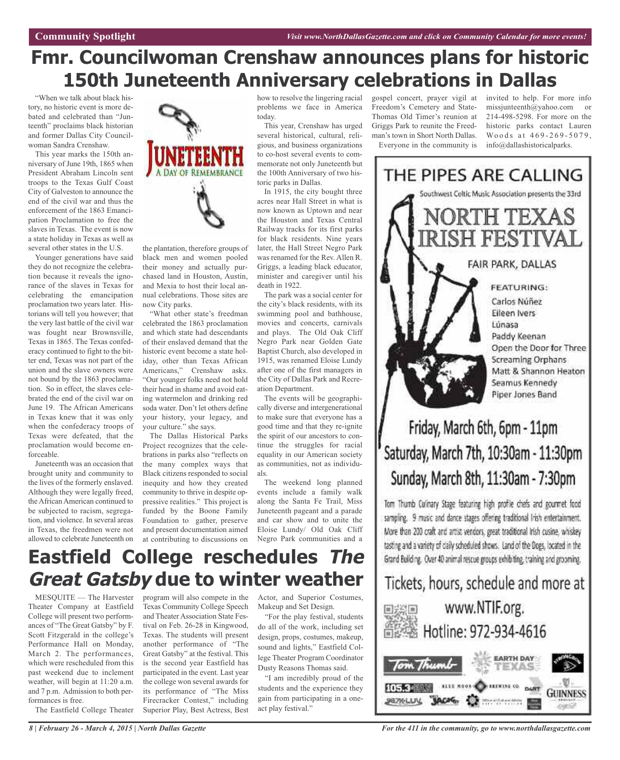# Fmr. Councilwoman Crenshaw announces plans for historic 150th Juneteenth Anniversary celebrations in Dallas

"When we talk about black history, no historic event is more debated and celebrated than "Juneteenth" proclaims black historian and former Dallas City Councilwoman Sandra Crenshaw.

This year marks the 150th anniversary of June 19th, 1865 when President Abraham Lincoln sent troops to the Texas Gulf Coast City of Galveston to announce the end of the civil war and thus the enforcement of the 1863 Emancipation Proclamation to free the slaves in Texas. The event is now a state holiday in Texas as well as several other states in the U.S.

Younger generations have said they do not recognize the celebration because it reveals the ignorance of the slaves in Texas for celebrating the emancipation proclamation two years later. Historians will tell you however; that the very last battle of the civil war was fought near Brownsville, Texas in 1865. The Texas confederacy continued to fight to the bitter end, Texas was not part of the union and the slave owners were not bound by the 1863 proclamation. So in effect, the slaves celebrated the end of the civil war on June 19. The African Americans in Texas knew that it was only when the confederacy troops of Texas were defeated, that the proclamation would become enforceable.

Juneteenth was an occasion that brought unity and community to the lives of the formerly enslaved. Although they were legally freed, the African American continued to be subjected to racism, segregation, and violence. In several areas in Texas, the freedmen were not allowed to celebrate Juneteenth on the plantation, therefore groups of black men and women pooled their money and actually purchased land in Houston, Austin, and Mexia to host their local annual celebrations. Those sites are now City parks.

"What other state's freedman celebrated the 1863 proclamation and which state had descendants of their enslaved demand that the historic event become a state holiday, other than Texas African Americans," Crenshaw asks. "Our younger folks need not hold their head in shame and avoid eating watermelon and drinking red soda water. Don't let others define your history, your legacy, and your culture." she says.

The Dallas Historical Parks Project recognizes that the celebrations in parks also "reflects on the many complex ways that Black citizens responded to social inequity and how they created community to thrive in despite oppressive realities." This project is funded by the Boone Family Foundation to gather, preserve and present documentation aimed at contributing to discussions on how to resolve the lingering racial problems we face in America today.

This year, Crenshaw has urged several historical, cultural, religious, and business organizations to co-host several events to commemorate not only Juneteenth but the 100th Anniversary of two historic parks in Dallas.

In 1915, the city bought three acres near Hall Street in what is now known as Uptown and near the Houston and Texas Central Railway tracks for its first parks for black residents. Nine years later, the Hall Street Negro Park was renamed for the Rev. Allen R. Griggs, a leading black educator, minister and caregiver until his death in 1922.

The park was a social center for the city's black residents, with its swimming pool and bathhouse, movies and concerts, carnivals and plays. The Old Oak Cliff Negro Park near Golden Gate Baptist Church, also developed in 1915, was renamed Eloise Lundy after one of the first managers in the City of Dallas Park and Recreation Department.

The events will be geographically diverse and intergenerational to make sure that everyone has a good time and that they re-ignite the spirit of our ancestors to continue the struggles for racial equality in our American society as communities, not as individuals.

The weekend long planned events include a family walk along the Santa Fe Trail, Miss Juneteenth pageant and a parade and car show and to unite the Eloise Lundy/ Old Oak Cliff Negro Park communities and a gospel concert, prayer vigil at Freedom's Cemetery and State-Thomas Old Timer's reunion at Griggs Park to reunite the Freedman's town in Short North Dallas.

Everyone in the community is invited to help. For more info missjunteenth@yahoo.com or 214-498-5298. For more on the historic parks contact Lauren Woods at 469-269-5079, info@dallashistoricalparks.

# Eastfield College reschedules *The Great Gatsby* due to winter weather

MESQUITE — The Harvester Theater Company at Eastfield College will present two performances of "The Great Gatsby" by F. Scott Fitzgerald in the college's Performance Hall on Monday, March 2. The performances, which were rescheduled from this past weekend due to inclement weather, will begin at 11:20 a.m. and 7 p.m. Admission to both performances is free.

The Eastfield College Theater program will also compete in the Texas Community College Speech and Theater Association State Festival on Feb. 26-28 in Kingwood, Texas. The students will present another performance of "The Great Gatsby" at the festival. This is the second year Eastfield has participated in the event. Last year the college won several awards for its performance of "The Miss Firecracker Contest," including Superior Play, Best Actress, Best Actor, and Superior Costumes, Makeup and Set Design.

"For the play festival, students do all of the work, including set design, props, costumes, makeup, sound and lights," Eastfield College Theater Program Coordinator Dusty Reasons Thomas said.

"I am incredibly proud of the students and the experience they gain from participating in a one-act play festival."

THE PIPES ARE CALLING

Southwest Celtic Music Association presents the 33rd

NORTH TEXAS IRISH FESTIVAL

FAIR PARK, DALLAS

FEATURING:
Carlos Núñez
Eileen Ivers
Lúnasa
Paddy Keenan
Open the Door for Three
Screaming Orphans
Matt & Shannon Heaton
Seamus Kennedy
Piper Jones Band

Friday, March 6th, 6pm - 11pm
Saturday, March 7th, 10:30am - 11:30pm
Sunday, March 8th, 11:30am - 7:30pm

Tom Thumb Culinary Stage featuring high profile chefs and gourmet food sampling. 9 music and dance stages offering traditional Irish entertainment. More than 200 craft and artist vendors, great traditional Irish cusine, whiskey tasting and a variety of daily scheduled shows. Land of the Dogs, located in the Grand Building. Over 40 animal rescue groups exhibiting, training and grooming.

Tickets, hours, schedule and more at www.NTIF.org.
Hotline: 972-934-4616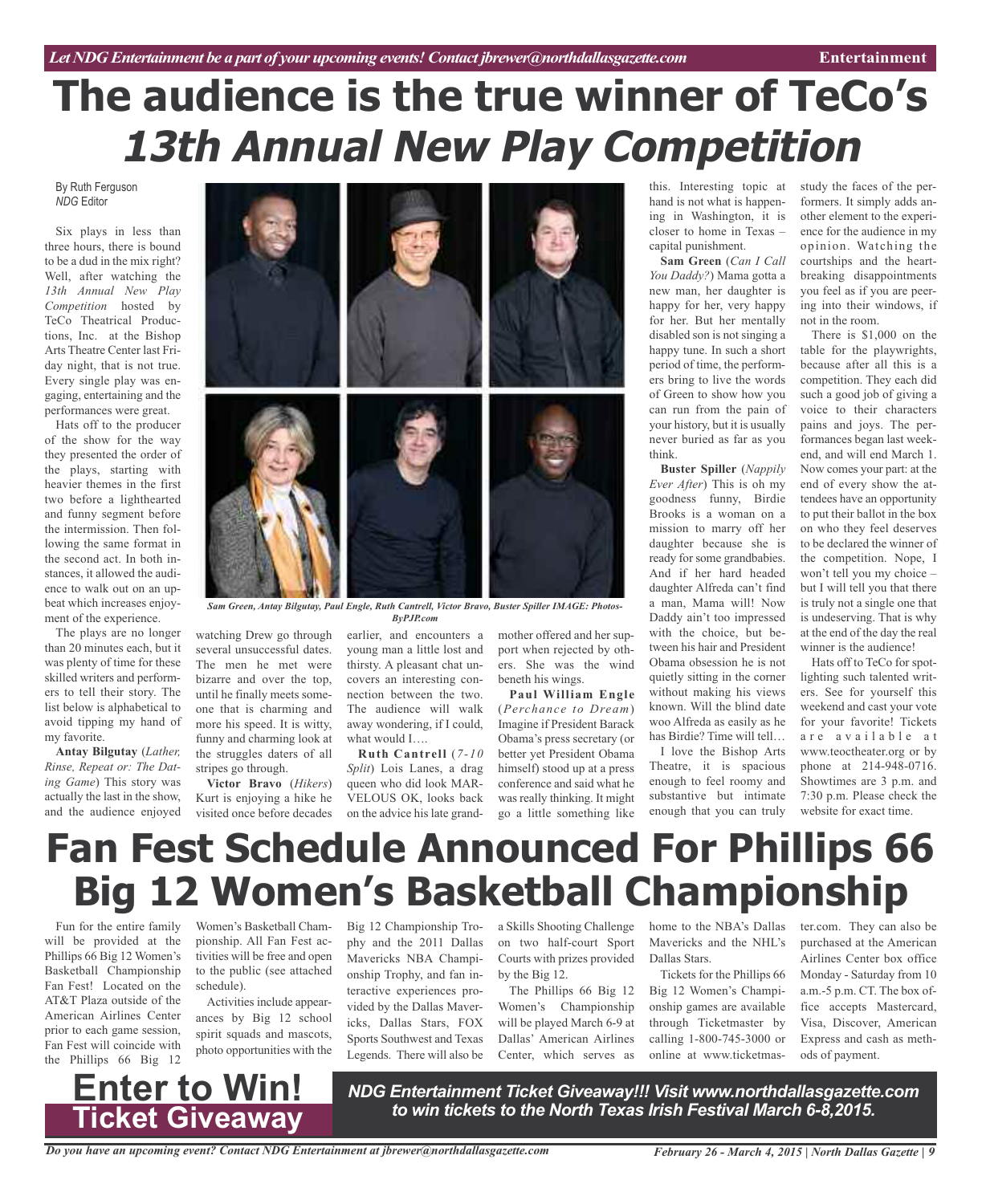# The audience is the true winner of TeCo's *13th Annual New Play Competition*

By Ruth Ferguson
*NDG* Editor

Six plays in less than three hours, there is bound to be a dud in the mix right? Well, after watching the *13th Annual New Play Competition* hosted by TeCo Theatrical Productions, Inc. at the Bishop Arts Theatre Center last Friday night, that is not true. Every single play was engaging, entertaining and the performances were great.

Hats off to the producer of the show for the way they presented the order of the plays, starting with heavier themes in the first two before a lighthearted and funny segment before the intermission. Then following the same format in the second act. In both instances, it allowed the audience to walk out on an upbeat which increases enjoyment of the experience.

The plays are no longer than 20 minutes each, but it was plenty of time for these skilled writers and performers to tell their story. The list below is alphabetical to avoid tipping my hand of my favorite.

Sam Green, Antay Bilgutay, Paul Engle, Ruth Cantrell, Victor Bravo, Buster Spiller IMAGE: PhotosByPJP.com

**Antay Bilgutay** (*Lather, Rinse, Repeat or: The Dating Game*) This story was actually the last in the show, and the audience enjoyed watching Drew go through several unsuccessful dates. The men he met were bizarre and over the top, until he finally meets someone that is charming and more his speed. It is witty, funny and charming look at the struggles daters of all stripes go through.

**Victor Bravo** (*Hikers*) Kurt is enjoying a hike he visited once before decades earlier, and encounters a young man a little lost and thirsty. A pleasant chat uncovers an interesting connection between the two. The audience will walk away wondering, if I could, what would I….

**Ruth Cantrell** (*7-10 Split*) Lois Lanes, a drag queen who did look MARVELOUS OK, looks back on the advice his late grandmother offered and her support when rejected by others. She was the wind beneath his wings.

**Paul William Engle** (*Perchance to Dream*) Imagine if President Barack Obama's press secretary (or better yet President Obama himself) stood up at a press conference and said what he was really thinking. It might go a little something like this. Interesting topic at hand is not what is happening in Washington, it is closer to home in Texas – capital punishment.

**Sam Green** (*Can I Call You Daddy?*) Mama gotta a new man, her daughter is happy for her, very happy for her. But her mentally disabled son is not singing a happy tune. In such a short period of time, the performers bring to live the words of Green to show how you can run from the pain of your history, but it is usually never buried as far as you think.

**Buster Spiller** (*Nappily Ever After*) This is oh my goodness funny, Birdie Brooks is a woman on a mission to marry off her daughter because she is ready for some grandbabies. And if her hard headed daughter Alfreda can't find a man, Mama will! Now Daddy ain't too impressed with the choice, but between his hair and President Obama obsession he is not quietly sitting in the corner without making his views known. Will the blind date woo Alfreda as easily as he has Birdie? Time will tell…

I love the Bishop Arts Theatre, it is spacious enough to feel roomy and substantive but intimate enough that you can truly study the faces of the performers. It simply adds another element to the experience for the audience in my opinion. Watching the courtships and the heartbreaking disappointments you feel as if you are peering into their windows, if not in the room.

There is $1,000 on the table for the playwrights, because after all this is a competition. They each did such a good job of giving a voice to their characters pains and joys. The performances began last weekend, and will end March 1. Now comes your part: at the end of every show the attendees have an opportunity to put their ballot in the box on who they feel deserves to be declared the winner of the competition. Nope, I won't tell you my choice – but I will tell you that there is truly not a single one that is undeserving. That is why at the end of the day the real winner is the audience!

Hats off to TeCo for spotlighting such talented writers. See for yourself this weekend and cast your vote for your favorite! Tickets are available at www.teoctheater.org or by phone at 214-948-0716. Showtimes are 3 p.m. and 7:30 p.m. Please check the website for exact time.

# Fan Fest Schedule Announced For Phillips 66 Big 12 Women's Basketball Championship

Fun for the entire family will be provided at the Phillips 66 Big 12 Women's Basketball Championship Fan Fest! Located on the AT&T Plaza outside of the American Airlines Center prior to each game session, Fan Fest will coincide with the Phillips 66 Big 12 Women's Basketball Championship. All Fan Fest activities will be free and open to the public (see attached schedule).

Activities include appearances by Big 12 school spirit squads and mascots, photo opportunities with the Big 12 Championship Trophy and the 2011 Dallas Mavericks NBA Championship Trophy, and fan interactive experiences provided by the Dallas Mavericks, Dallas Stars, FOX Sports Southwest and Texas Legends. There will also be a Skills Shooting Challenge on two half-court Sport Courts with prizes provided by the Big 12.

The Phillips 66 Big 12 Women's Championship will be played March 6-9 at Dallas' American Airlines Center, which serves as home to the NBA's Dallas Mavericks and the NHL's Dallas Stars.

Tickets for the Phillips 66 Big 12 Women's Championship games are available through Ticketmaster by calling 1-800-745-3000 or online at www.ticketmaster.com. They can also be purchased at the American Airlines Center box office Monday - Saturday from 10 a.m.-5 p.m. CT. The box office accepts Mastercard, Visa, Discover, American Express and cash as methods of payment.

## Enter to Win! Ticket Giveaway

***NDG Entertainment Ticket Giveaway!!! Visit www.northdallasgazette.com to win tickets to the North Texas Irish Festival March 6-8,2015.***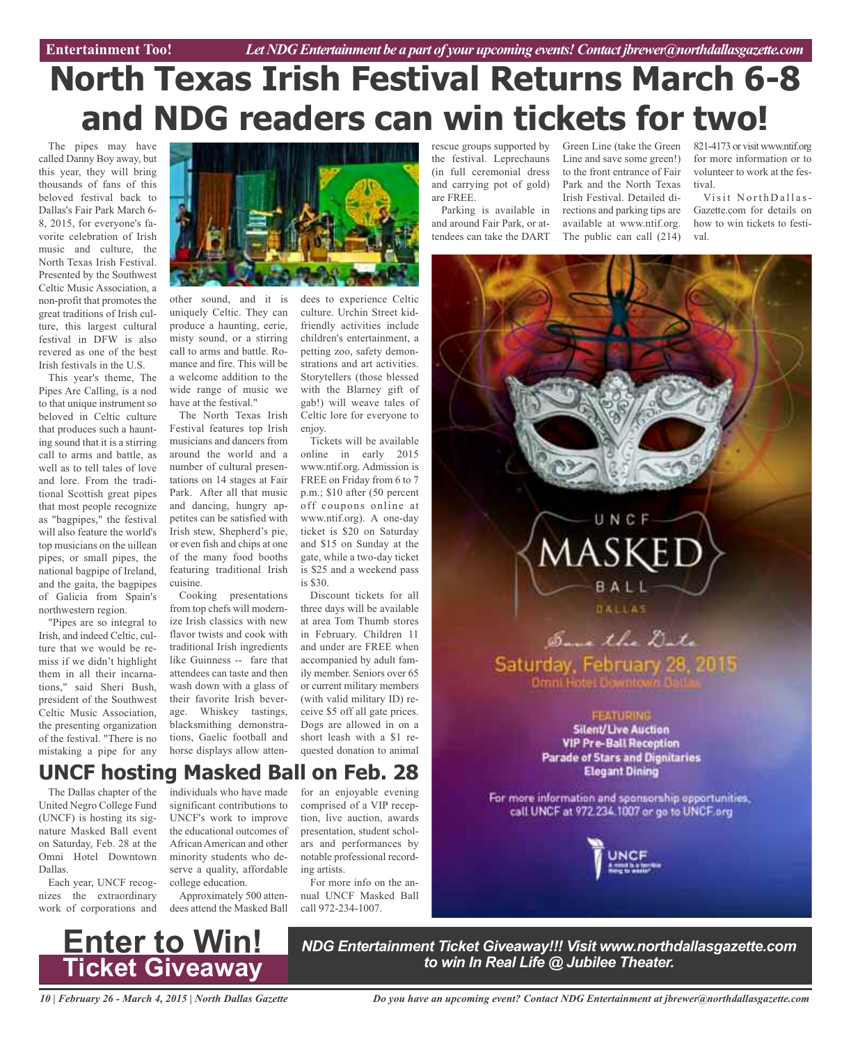# North Texas Irish Festival Returns March 6-8 and NDG readers can win tickets for two!

The pipes may have called Danny Boy away, but this year, they will bring thousands of fans of this beloved festival back to Dallas's Fair Park March 6-8, 2015, for everyone's favorite celebration of Irish music and culture, the North Texas Irish Festival. Presented by the Southwest Celtic Music Association, a non-profit that promotes the great traditions of Irish culture, this largest cultural festival in DFW is also revered as one of the best Irish festivals in the U.S.

This year's theme, The Pipes Are Calling, is a nod to that unique instrument so beloved in Celtic culture that produces such a haunting sound that it is a stirring call to arms and battle, as well as to tell tales of love and lore. From the traditional Scottish great pipes that most people recognize as "bagpipes," the festival will also feature the world's top musicians on the uillean pipes, or small pipes, the national bagpipe of Ireland, and the gaita, the bagpipes of Galicia from Spain's northwestern region.

"Pipes are so integral to Irish, and indeed Celtic, culture that we would be remiss if we didn't highlight them in all their incarnations," said Sheri Bush, president of the Southwest Celtic Music Association, the presenting organization of the festival. "There is no mistaking a pipe for any other sound, and it is uniquely Celtic. They can produce a haunting, eerie, misty sound, or a stirring call to arms and battle. Romance and fire. This will be a welcome addition to the wide range of music we have at the festival."

The North Texas Irish Festival features top Irish musicians and dancers from around the world and a number of cultural presentations on 14 stages at Fair Park. After all that music and dancing, hungry appetites can be satisfied with Irish stew, Shepherd's pie, or even fish and chips at one of the many food booths featuring traditional Irish cuisine.

Cooking presentations from top chefs will modernize Irish classics with new flavor twists and cook with traditional Irish ingredients like Guinness -- fare that attendees can taste and then wash down with a glass of their favorite Irish beverage. Whiskey tastings, blacksmithing demonstrations, Gaelic football and horse displays allow attendees to experience Celtic culture. Urchin Street kid-friendly activities include children's entertainment, a petting zoo, safety demonstrations and art activities. Storytellers (those blessed with the Blarney gift of gab!) will weave tales of Celtic lore for everyone to enjoy.

Tickets will be available online in early 2015 www.ntif.org. Admission is FREE on Friday from 6 to 7 p.m.; $10 after (50 percent off coupons online at www.ntif.org). A one-day ticket is $20 on Saturday and $15 on Sunday at the gate, while a two-day ticket is $25 and a weekend pass is $30.

Discount tickets for all three days will be available at area Tom Thumb stores in February. Children 11 and under are FREE when accompanied by adult family member. Seniors over 65 or current military members (with valid military ID) receive $5 off all gate prices. Dogs are allowed in on a short leash with a $1 requested donation to animal rescue groups supported by the festival. Leprechauns (in full ceremonial dress and carrying pot of gold) are FREE.

Parking is available in and around Fair Park, or attendees can take the DART Green Line (take the Green Line and save some green!) to the front entrance of Fair Park and the North Texas Irish Festival. Detailed directions and parking tips are available at www.ntif.org. The public can call (214) 821-4173 or visit www.ntif.org for more information or to volunteer to work at the festival.

Visit NorthDallasGazette.com for details on how to win tickets to festival.

## UNCF hosting Masked Ball on Feb. 28

The Dallas chapter of the United Negro College Fund (UNCF) is hosting its signature Masked Ball event on Saturday, Feb. 28 at the Omni Hotel Downtown Dallas.

Each year, UNCF recognizes the extraordinary work of corporations and individuals who have made significant contributions to UNCF's work to improve the educational outcomes of African American and other minority students who deserve a quality, affordable college education.

Approximately 500 attendees attend the Masked Ball for an enjoyable evening comprised of a VIP reception, live auction, awards presentation, student scholars and performances by notable professional recording artists.

For more info on the annual UNCF Masked Ball call 972-234-1007.

UNCF MASKED BALL DALLAS

Save the Date
Saturday, February 28, 2015
Omni Hotel Downtown Dallas

FEATURING
Silent/Live Auction
VIP Pre-Ball Reception
Parade of Stars and Dignitaries
Elegant Dining

For more information and sponsorship opportunities, call UNCF at 972.234.1007 or go to UNCF.org

## Enter to Win! Ticket Giveaway

***NDG Entertainment Ticket Giveaway!!! Visit www.northdallasgazette.com to win In Real Life @ Jubilee Theater.***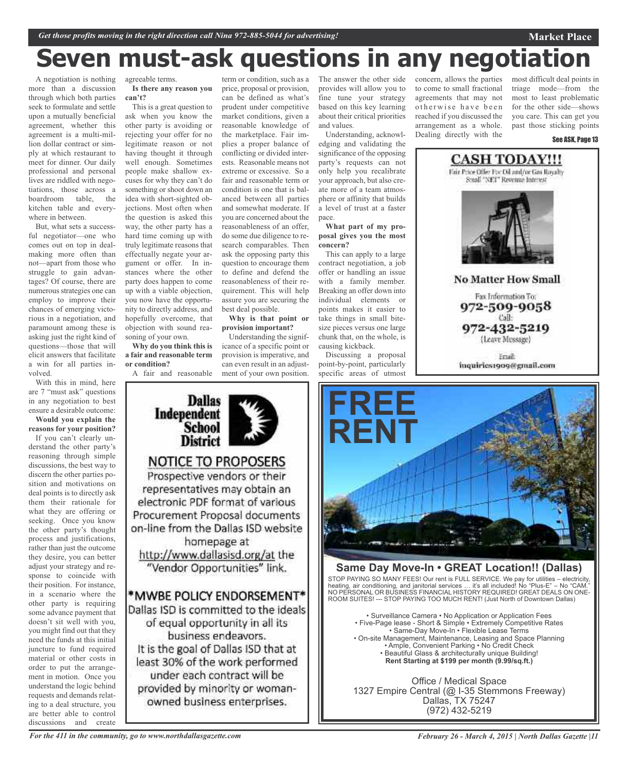# Seven must-ask questions in any negotiation

A negotiation is nothing more than a discussion through which both parties seek to formulate and settle upon a mutually beneficial agreement, whether this agreement is a multi-million dollar contract or simply at which restaurant to meet for dinner. Our daily professional and personal lives are riddled with negotiations, those across a boardroom table, the kitchen table and everywhere in between.

But, what sets a successful negotiator—one who comes out on top in deal-making more often than not—apart from those who struggle to gain advantages? Of course, there are numerous strategies one can employ to improve their chances of emerging victorious in a negotiation, and paramount among these is asking just the right kind of questions—those that will elicit answers that facilitate a win for all parties involved.

With this in mind, here are 7 "must ask" questions in any negotiation to best ensure a desirable outcome:

**Would you explain the reasons for your position?**

If you can't clearly understand the other party's reasoning through simple discussions, the best way to discern the other parties position and motivations on deal points is to directly ask them their rationale for what they are offering or seeking. Once you know the other party's thought process and justifications, rather than just the outcome they desire, you can better adjust your strategy and response to coincide with their position. For instance, in a scenario where the other party is requiring some advance payment that doesn't sit well with you, you might find out that they need the funds at this initial juncture to fund required material or other costs in order to put the arrangement in motion. Once you understand the logic behind requests and demands relating to a deal structure, you are better able to control discussions and create agreeable terms.

**Is there any reason you can't?**

This is a great question to ask when you know the other party is avoiding or rejecting your offer for no legitimate reason or not having thought it through well enough. Sometimes people make shallow excuses for why they can't do something or shoot down an idea with short-sighted objections. Most often when the question is asked this way, the other party has a hard time coming up with truly legitimate reasons that effectually negate your argument or offer. In instances where the other party does happen to come up with a viable objection, you now have the opportunity to directly address, and hopefully overcome, that objection with sound reasoning of your own.

**Why do you think this is a fair and reasonable term or condition?**

A fair and reasonable term or condition, such as a price, proposal or provision, can be defined as what's prudent under competitive market conditions, given a reasonable knowledge of the marketplace. Fair implies a proper balance of conflicting or divided interests. Reasonable means not extreme or excessive. So a fair and reasonable term or condition is one that is balanced between all parties and somewhat moderate. If you are concerned about the reasonableness of an offer, do some due diligence to research comparables. Then ask the opposing party this question to encourage them to define and defend the reasonableness of their requirement. This will help assure you are securing the best deal possible.

**Why is that point or provision important?**

Understanding the significance of a specific point or provision is imperative, and can even result in an adjustment of your own position. The answer the other side provides will allow you to fine tune your strategy based on this key learning about their critical priorities and values.

Understanding, acknowledging and validating the significance of the opposing party's requests can not only help you recalibrate your approach, but also create more of a team atmosphere or affinity that builds a level of trust at a faster pace.

**What part of my proposal gives you the most concern?**

This can apply to a large contract negotiation, a job offer or handling an issue with a family member. Breaking an offer down into individual elements or points makes it easier to take things in small bite-size pieces versus one large chunk that, on the whole, is causing kickback.

Discussing a proposal point-by-point, particularly specific areas of utmost concern, allows the parties to come to small fractional agreements that may not otherwise have been reached if you discussed the arrangement as a whole. Dealing directly with the most difficult deal points in triage mode—from the most to least problematic for the other side—shows you care. This can get you past those sticking points

See ASK, Page 13

---

**CASH TODAY!!!**

Fair Price Offer For Oil and/or Gas Royalty
Small "NET" Revenue Interest

**No Matter How Small**

Fax Information To:
**972-509-9058**
Call:
**972-432-5219**
(Leave Message)

Email:
inquiries1909@gmail.com

---

**Dallas Independent School District**

**NOTICE TO PROPOSERS**

Prospective vendors or their representatives may obtain an electronic PDF format of various Procurement Proposal documents on-line from the Dallas ISD website homepage at http://www.dallasisd.org/at the "Vendor Opportunities" link.

**\*MWBE POLICY ENDORSEMENT\***

Dallas ISD is committed to the ideals of equal opportunity in all its business endeavors.
It is the goal of Dallas ISD that at least 30% of the work performed under each contract will be provided by minority or woman-owned business enterprises.

---

**FREE RENT**

**Same Day Move-In • GREAT Location!! (Dallas)**

STOP PAYING SO MANY FEES! Our rent is FULL SERVICE. We pay for utilities – electricity, heating, air conditioning, and janitorial services … it's all included! No "Plus-E" – No "CAM." NO PERSONAL OR BUSINESS FINANCIAL HISTORY REQUIRED! GREAT DEALS ON ONE-ROOM SUITES! --- STOP PAYING TOO MUCH RENT! (Just North of Downtown Dallas)

- Surveillance Camera • No Application or Application Fees
- Five-Page lease - Short & Simple • Extremely Competitive Rates
- Same-Day Move-In • Flexible Lease Terms
- On-site Management, Maintenance, Leasing and Space Planning
- Ample, Convenient Parking • No Credit Check
- Beautiful Glass & architecturally unique Building!

**Rent Starting at $199 per month (9.99/sq.ft.)**

Office / Medical Space
1327 Empire Central (@ I-35 Stemmons Freeway)
Dallas, TX 75247
(972) 432-5219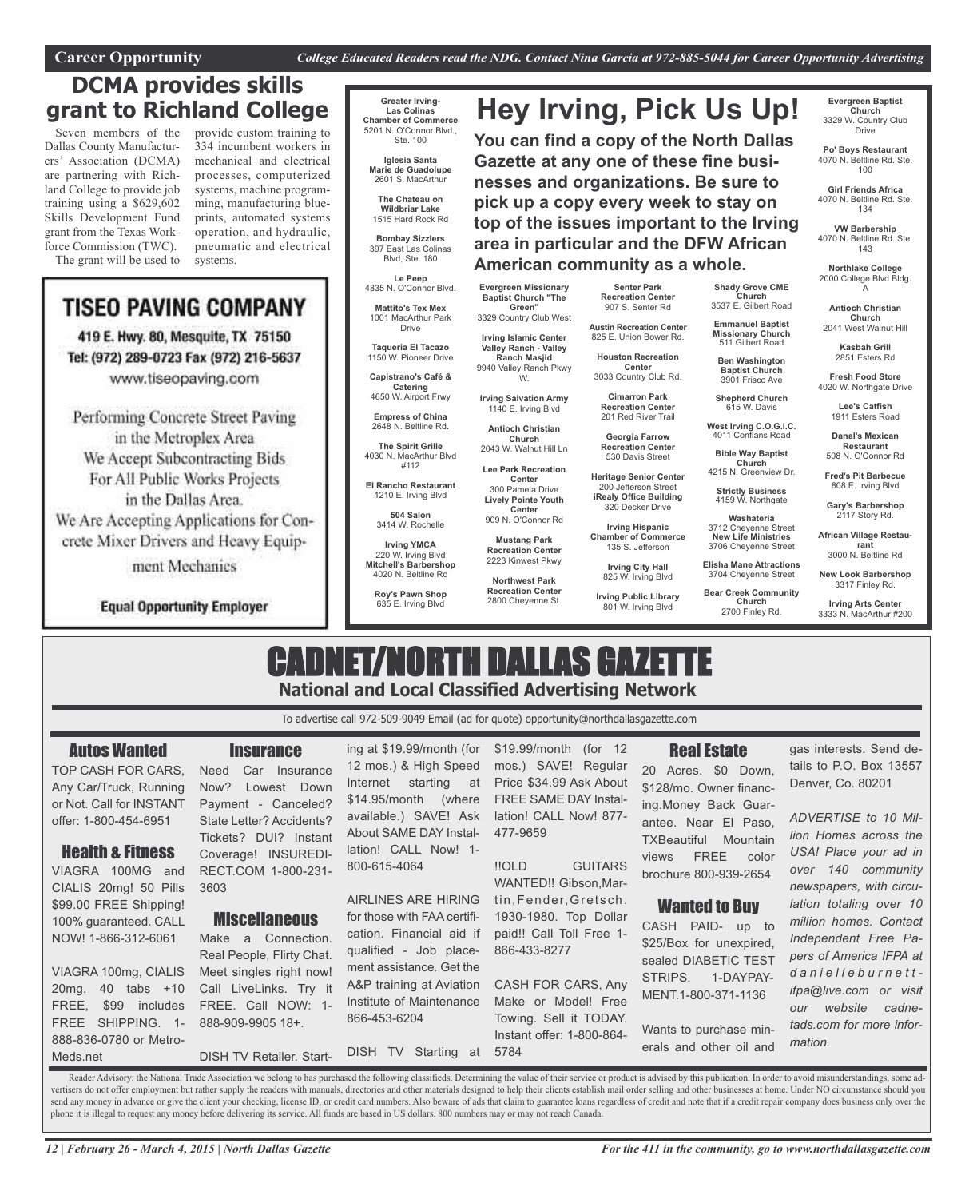Career Opportunity — *College Educated Readers read the NDG. Contact Nina Garcia at 972-885-5044 for Career Opportunity Advertising*

# DCMA provides skills grant to Richland College

Seven members of the Dallas County Manufacturers' Association (DCMA) are partnering with Richland College to provide job training using a $629,602 Skills Development Fund grant from the Texas Workforce Commission (TWC).

The grant will be used to provide custom training to 334 incumbent workers in mechanical and electrical processes, computerized systems, machine programming, manufacturing blueprints, automated systems operation, and hydraulic, pneumatic and electrical systems.

## TISEO PAVING COMPANY

419 E. Hwy. 80, Mesquite, TX 75150
Tel: (972) 289-0723 Fax (972) 216-5637
www.tiseopaving.com

Performing Concrete Street Paving in the Metroplex Area
We Accept Subcontracting Bids For All Public Works Projects in the Dallas Area.
We Are Accepting Applications for Concrete Mixer Drivers and Heavy Equipment Mechanics

**Equal Opportunity Employer**

# Hey Irving, Pick Us Up!

**You can find a copy of the North Dallas Gazette at any one of these fine businesses and organizations. Be sure to pick up a copy every week to stay on top of the issues important to the Irving area in particular and the DFW African American community as a whole.**

**Greater Irving-Las Colinas Chamber of Commerce**
5201 N. O'Connor Blvd., Ste. 100

**Iglesia Santa Marie de Guadolupe**
2601 S. MacArthur

**The Chateau on Wildbriar Lake**
1515 Hard Rock Rd

**Bombay Sizzlers**
397 East Las Colinas Blvd, Ste. 180

**Le Peep**
4835 N. O'Connor Blvd.

**Mattito's Tex Mex**
1001 MacArthur Park Drive

**Taqueria El Tacazo**
1150 W. Pioneer Drive

**Capistrano's Café & Catering**
4650 W. Airport Frwy

**Empress of China**
2648 N. Beltline Rd.

**The Spirit Grille**
4030 N. MacArthur Blvd #112

**El Rancho Restaurant**
1210 E. Irving Blvd

**504 Salon**
3414 W. Rochelle

**Irving YMCA**
220 W. Irving Blvd

**Mitchell's Barbershop**
4020 N. Beltline Rd

**Roy's Pawn Shop**
635 E. Irving Blvd

**Evergreen Missionary Baptist Church "The Green"**
3329 Country Club West

**Irving Islamic Center Valley Ranch - Valley Ranch Masjid**
9940 Valley Ranch Pkwy W.

**Irving Salvation Army**
1140 E. Irving Blvd

**Antioch Christian Church**
2043 W. Walnut Hill Ln

**Lee Park Recreation Center**
300 Pamela Drive

**Lively Pointe Youth Center**
909 N. O'Connor Rd

**Mustang Park Recreation Center**
2223 Kinwest Pkwy

**Northwest Park Recreation Center**
2800 Cheyenne St.

**Senter Park Recreation Center**
907 S. Senter Rd

**Austin Recreation Center**
825 E. Union Bower Rd.

**Houston Recreation Center**
3033 Country Club Rd.

**Cimarron Park Recreation Center**
201 Red River Trail

**Georgia Farrow Recreation Center**
530 Davis Street

**Heritage Senior Center**
200 Jefferson Street

**iRealy Office Building**
320 Decker Drive

**Irving Hispanic Chamber of Commerce**
135 S. Jefferson

**Irving City Hall**
825 W. Irving Blvd

**Irving Public Library**
801 W. Irving Blvd

**Shady Grove CME Church**
3537 E. Gilbert Road

**Emmanuel Baptist Missionary Church**
511 Gilbert Road

**Ben Washington Baptist Church**
3901 Frisco Ave

**Shepherd Church**
615 W. Davis

**West Irving C.O.G.I.C.**
4011 Conflans Road

**Bible Way Baptist Church**
4215 N. Greenview Dr.

**Strictly Business**
4159 W. Northgate

**Washateria**
3712 Cheyenne Street

**New Life Ministries**
3706 Cheyenne Street

**Elisha Mane Attractions**
3704 Cheyenne Street

**Bear Creek Community Church**
2700 Finley Rd.

**Evergreen Baptist Church**
3329 W. Country Club Drive

**Po' Boys Restaurant**
4070 N. Beltline Rd. Ste. 100

**Girl Friends Africa**
4070 N. Beltline Rd. Ste. 134

**VW Barbership**
4070 N. Beltline Rd. Ste. 143

**Northlake College**
2000 College Blvd Bldg. A

**Antioch Christian Church**
2041 West Walnut Hill

**Kasbah Grill**
2851 Esters Rd

**Fresh Food Store**
4020 W. Northgate Drive

**Lee's Catfish**
1911 Esters Road

**Danal's Mexican Restaurant**
508 N. O'Connor Rd

**Fred's Pit Barbecue**
808 E. Irving Blvd

**Gary's Barbershop**
2117 Story Rd.

**African Village Restaurant**
3000 N. Beltline Rd

**New Look Barbershop**
3317 Finley Rd.

**Irving Arts Center**
3333 N. MacArthur #200

# CADNET/NORTH DALLAS GAZETTE

**National and Local Classified Advertising Network**

To advertise call 972-509-9049 Email (ad for quote) opportunity@northdallasgazette.com

### Autos Wanted

TOP CASH FOR CARS, Any Car/Truck, Running or Not. Call for INSTANT offer: 1-800-454-6951

### Health & Fitness

VIAGRA 100MG and CIALIS 20mg! 50 Pills $99.00 FREE Shipping! 100% guaranteed. CALL NOW! 1-866-312-6061

VIAGRA 100mg, CIALIS 20mg. 40 tabs +10 FREE, $99 includes FREE SHIPPING. 1-888-836-0780 or Metro-Meds.net

### Insurance

Need Car Insurance Now? Lowest Down Payment - Canceled? State Letter? Accidents? Tickets? DUI? Instant Coverage! INSUREDIRECT.COM 1-800-231-3603

### Miscellaneous

Make a Connection. Real People, Flirty Chat. Meet singles right now! Call LiveLinks. Try it FREE. Call NOW: 1-888-909-9905 18+.

DISH TV Retailer. Starting at $19.99/month (for 12 mos.) & High Speed Internet starting at $14.95/month (where available.) SAVE! Ask About SAME DAY Installation! CALL Now! 1-800-615-4064

AIRLINES ARE HIRING for those with FAA certification. Financial aid if qualified - Job placement assistance. Get the A&P training at Aviation Institute of Maintenance 866-453-6204

DISH TV Starting at $19.99/month (for 12 mos.) SAVE! Regular Price $34.99 Ask About FREE SAME DAY Installation! CALL Now! 877-477-9659

!!OLD GUITARS WANTED!! Gibson,Martin,Fender,Gretsch. 1930-1980. Top Dollar paid!! Call Toll Free 1-866-433-8277

CASH FOR CARS, Any Make or Model! Free Towing. Sell it TODAY. Instant offer: 1-800-864-5784

### Real Estate

20 Acres. $0 Down, $128/mo. Owner financing.Money Back Guarantee. Near El Paso, TXBeautiful Mountain views FREE color brochure 800-939-2654

### Wanted to Buy

CASH PAID- up to $25/Box for unexpired, sealed DIABETIC TEST STRIPS. 1-DAYPAYMENT.1-800-371-1136

Wants to purchase minerals and other oil and gas interests. Send details to P.O. Box 13557 Denver, Co. 80201

*ADVERTISE to 10 Million Homes across the USA! Place your ad in over 140 community newspapers, with circulation totaling over 10 million homes. Contact Independent Free Papers of America IFPA at danielleburnett-ifpa@live.com or visit our website cadnetads.com for more information.*

Reader Advisory: the National Trade Association we belong to has purchased the following classifieds. Determining the value of their service or product is advised by this publication. In order to avoid misunderstandings, some advertisers do not offer employment but rather supply the readers with manuals, directories and other materials designed to help their clients establish mail order selling and other businesses at home. Under NO circumstance should you send any money in advance or give the client your checking, license ID, or credit card numbers. Also beware of ads that claim to guarantee loans regardless of credit and note that if a credit repair company does business only over the phone it is illegal to request any money before delivering its service. All funds are based in US dollars. 800 numbers may or may not reach Canada.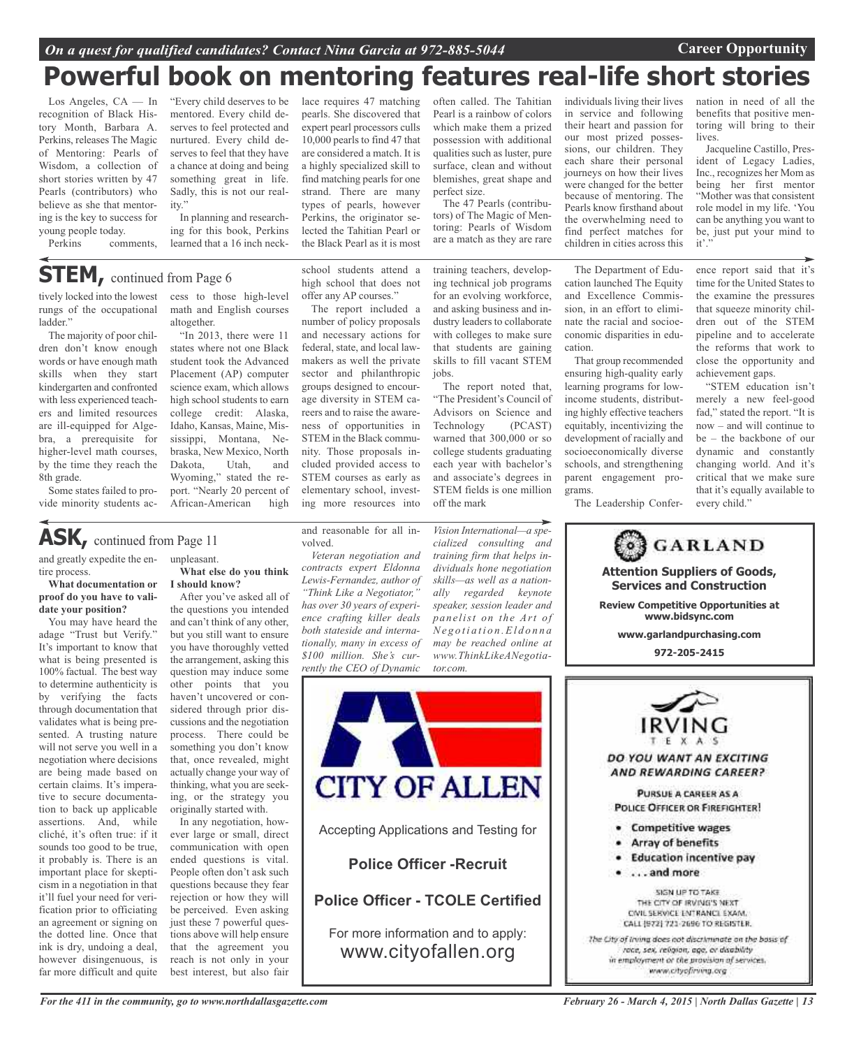# Powerful book on mentoring features real-life short stories

Los Angeles, CA — In recognition of Black History Month, Barbara A. Perkins, releases The Magic of Mentoring: Pearls of Wisdom, a collection of short stories written by 47 Pearls (contributors) who believe as she that mentoring is the key to success for young people today.

Perkins comments, "Every child deserves to be mentored. Every child deserves to feel protected and nurtured. Every child deserves to feel that they have a chance at doing and being something great in life. Sadly, this is not our reality."

In planning and researching for this book, Perkins learned that a 16 inch necklace requires 47 matching pearls. She discovered that expert pearl processors culls 10,000 pearls to find 47 that are considered a match. It is a highly specialized skill to find matching pearls for one strand. There are many types of pearls, however Perkins, the originator selected the Tahitian Pearl or the Black Pearl as it is most often called. The Tahitian Pearl is a rainbow of colors which make them a prized possession with additional qualities such as luster, pure surface, clean and without blemishes, great shape and perfect size.

The 47 Pearls (contributors) of The Magic of Mentoring: Pearls of Wisdom are a match as they are rare individuals living their lives in service and following their heart and passion for our most prized possessions, our children. They each share their personal journeys on how their lives were changed for the better because of mentoring. The Pearls know firsthand about the overwhelming need to find perfect matches for children in cities across this nation in need of all the benefits that positive mentoring will bring to their lives.

Jacqueline Castillo, President of Legacy Ladies, Inc., recognizes her Mom as being her first mentor "Mother was that consistent role model in my life. 'You can be anything you want to be, just put your mind to it'."

## STEM, continued from Page 6

tively locked into the lowest rungs of the occupational ladder."

The majority of poor children don't know enough words or have enough math skills when they start kindergarten and confronted with less experienced teachers and limited resources are ill-equipped for Algebra, a prerequisite for higher-level math courses, by the time they reach the 8th grade.

Some states failed to provide minority students access to those high-level math and English courses altogether.

"In 2013, there were 11 states where not one Black student took the Advanced Placement (AP) computer science exam, which allows high school students to earn college credit: Alaska, Idaho, Kansas, Maine, Mississippi, Montana, Nebraska, New Mexico, North Dakota, Utah, and Wyoming," stated the report. "Nearly 20 percent of African-American high school students attend a high school that does not offer any AP courses."

The report included a number of policy proposals and necessary actions for federal, state, and local lawmakers as well the private sector and philanthropic groups designed to encourage diversity in STEM careers and to raise the awareness of opportunities in STEM in the Black community. Those proposals included provided access to STEM courses as early as elementary school, investing more resources into training teachers, developing technical job programs for an evolving workforce, and asking business and industry leaders to collaborate with colleges to make sure that students are gaining skills to fill vacant STEM jobs.

The report noted that, "The President's Council of Advisors on Science and Technology (PCAST) warned that 300,000 or so college students graduating each year with bachelor's and associate's degrees in STEM fields is one million off the mark

The Department of Education launched The Equity and Excellence Commission, in an effort to eliminate the racial and socioeconomic disparities in education.

That group recommended ensuring high-quality early learning programs for low-income students, distributing highly effective teachers equitably, incentivizing the development of racially and socioeconomically diverse schools, and strengthening parent engagement programs.

The Leadership Conference report said that it's time for the United States to the examine the pressures that squeeze minority children out of the STEM pipeline and to accelerate the reforms that work to close the opportunity and achievement gaps.

"STEM education isn't merely a new feel-good fad," stated the report. "It is now – and will continue to be – the backbone of our dynamic and constantly changing world. And it's critical that we make sure that it's equally available to every child."

## ASK, continued from Page 11

and greatly expedite the entire process.

**What documentation or proof do you have to validate your position?**

You may have heard the adage "Trust but Verify." It's important to know that what is being presented is 100% factual. The best way to determine authenticity is by verifying the facts through documentation that validates what is being presented. A trusting nature will not serve you well in a negotiation where decisions are being made based on certain claims. It's imperative to secure documentation to back up applicable assertions. And, while cliché, it's often true: if it sounds too good to be true, it probably is. There is an important place for skepticism in a negotiation in that it'll fuel your need for verification prior to officiating an agreement or signing on the dotted line. Once that ink is dry, undoing a deal, however disingenuous, is far more difficult and quite unpleasant.

**What else do you think I should know?**

After you've asked all of the questions you intended and can't think of any other, but you still want to ensure you have thoroughly vetted the arrangement, asking this question may induce some other points that you haven't uncovered or considered through prior discussions and the negotiation process. There could be something you don't know that, once revealed, might actually change your way of thinking, what you are seeking, or the strategy you originally started with.

In any negotiation, however large or small, direct communication with open ended questions is vital. People often don't ask such questions because they fear rejection or how they will be perceived. Even asking just these 7 powerful questions above will help ensure that the agreement you reach is not only in your best interest, but also fair and reasonable for all involved.

*Veteran negotiation and contracts expert Eldonna Lewis-Fernandez, author of "Think Like a Negotiator," has over 30 years of experience crafting killer deals both stateside and internationally, many in excess of $100 million. She's currently the CEO of Dynamic Vision International—a specialized consulting and training firm that helps individuals hone negotiation skills—as well as a nationally regarded keynote speaker, session leader and panelist on the Art of Negotiation. Eldonna may be reached online at www.ThinkLikeANegotiator.com.*

---

**CITY OF ALLEN**

Accepting Applications and Testing for

**Police Officer -Recruit**

**Police Officer - TCOLE Certified**

For more information and to apply:
www.cityofallen.org

---

**GARLAND**

**Attention Suppliers of Goods, Services and Construction**

**Review Competitive Opportunities at www.bidsync.com**

**www.garlandpurchasing.com**

**972-205-2415**

---

**IRVING**
TEXAS

***DO YOU WANT AN EXCITING AND REWARDING CAREER?***

PURSUE A CAREER AS A POLICE OFFICER OR FIREFIGHTER!

- Competitive wages
- Array of benefits
- Education incentive pay
- . . . and more

SIGN UP TO TAKE THE CITY OF IRVING'S NEXT CIVIL SERVICE ENTRANCE EXAM. CALL (972) 721-2696 TO REGISTER.

*The City of Irving does not discriminate on the basis of race, sex, religion, age, or disability in employment or the provision of services. www.cityofirving.org*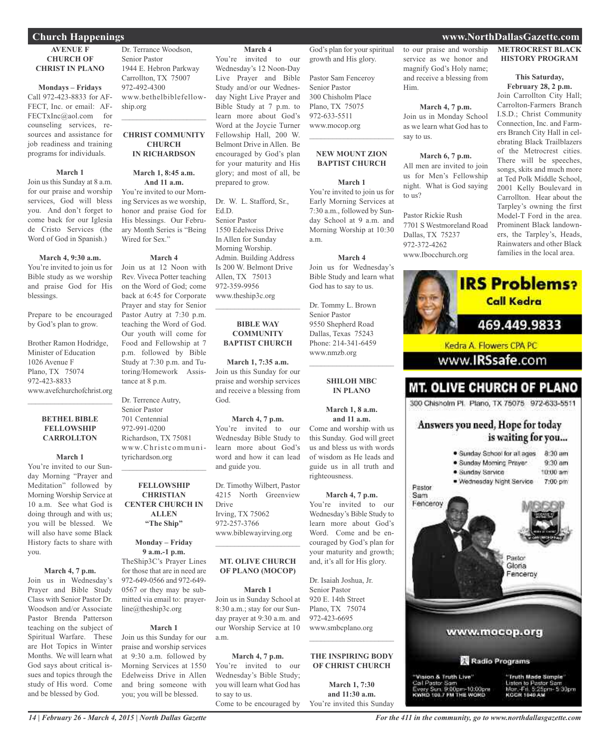## Church Happenings

### AVENUE F CHURCH OF CHRIST IN PLANO

**Mondays – Fridays**
Call 972-423-8833 for AFFECT, Inc. or email: AFFECTxInc@aol.com for counseling services, resources and assistance for job readiness and training programs for individuals.

**March 1**
Join us this Sunday at 8 a.m. for our praise and worship services, God will bless you. And don't forget to come back for our Iglesia de Cristo Services (the Word of God in Spanish.)

**March 4, 9:30 a.m.**
You're invited to join us for Bible study as we worship and praise God for His blessings.

Prepare to be encouraged by God's plan to grow.

Brother Ramon Hodridge,
Minister of Education
1026 Avenue F
Plano, TX 75074
972-423-8833
www.avefchurchofchrist.org

---

### BETHEL BIBLE FELLOWSHIP CARROLLTON

**March 1**
You're invited to our Sunday Morning "Prayer and Meditation" followed by Morning Worship Service at 10 a.m. See what God is doing through and with us; you will be blessed. We will also have some Black History facts to share with you.

**March 4, 7 p.m.**
Join us in Wednesday's Prayer and Bible Study Class with Senior Pastor Dr. Woodson and/or Associate Pastor Brenda Patterson teaching on the subject of Spiritual Warfare. These are Hot Topics in Winter Months. We will learn what God says about critical issues and topics through the study of His word. Come and be blessed by God.

Dr. Terrance Woodson,
Senior Pastor
1944 E. Hebron Parkway
Carrollton, TX 75007
972-492-4300
www.bethelbiblefellowship.org

---

### CHRIST COMMUNITY CHURCH IN RICHARDSON

**March 1, 8:45 a.m. And 11 a.m.**
You're invited to our Morning Services as we worship, honor and praise God for His blessings. Our February Month Series is "Being Wired for Sex."

**March 4**
Join us at 12 Noon with Rev. Viveca Potter teaching on the Word of God; come back at 6:45 for Corporate Prayer and stay for Senior Pastor Autry at 7:30 p.m. teaching the Word of God. Our youth will come for Food and Fellowship at 7 p.m. followed by Bible Study at 7:30 p.m. and Tutoring/Homework Assistance at 8 p.m.

Dr. Terrence Autry,
Senior Pastor
701 Centennial
972-991-0200
Richardson, TX 75081
www.Christcommunityrichardson.org

---

### FELLOWSHIP CHRISTIAN CENTER CHURCH IN ALLEN "The Ship"

**Monday – Friday 9 a.m.-1 p.m.**
TheShip3C's Prayer Lines for those that are in need are 972-649-0566 and 972-649-0567 or they may be submitted via email to: prayerline@theship3c.org

**March 1**
Join us this Sunday for our praise and worship services at 9:30 a.m. followed by Morning Services at 1550 Edelweiss Drive in Allen and bring someone with you; you will be blessed.

**March 4**
You're invited to our Wednesday's 12 Noon-Day Live Prayer and Bible Study and/or our Wednesday Night Live Prayer and Bible Study at 7 p.m. to learn more about God's Word at the Joycie Turner Fellowship Hall, 200 W. Belmont Drive in Allen. Be encouraged by God's plan for your maturity and His glory; and most of all, be prepared to grow.

Dr. W. L. Stafford, Sr., Ed.D.
Senior Pastor
1550 Edelweiss Drive
In Allen for Sunday Morning Worship.
Admin. Building Address Is 200 W. Belmont Drive
Allen, TX 75013
972-359-9956
www.theship3c.org

---

### BIBLE WAY COMMUNITY BAPTIST CHURCH

**March 1, 7:35 a.m.**
Join us this Sunday for our praise and worship services and receive a blessing from God.

**March 4, 7 p.m.**
You're invited to our Wednesday Bible Study to learn more about God's word and how it can lead and guide you.

Dr. Timothy Wilbert, Pastor
4215 North Greenview Drive
Irving, TX 75062
972-257-3766
www.biblewayirving.org

---

### MT. OLIVE CHURCH OF PLANO (MOCOP)

**March 1**
Join us in Sunday School at 8:30 a.m.; stay for our Sunday prayer at 9:30 a.m. and our Worship Service at 10 a.m.

**March 4, 7 p.m.**
You're invited to our Wednesday's Bible Study; you will learn what God has to say to us.
Come to be encouraged by God's plan for your spiritual growth and His glory.

Pastor Sam Fenceroy
Senior Pastor
300 Chisholm Place
Plano, TX 75075
972-633-5511
www.mocop.org

---

### NEW MOUNT ZION BAPTIST CHURCH

**March 1**
You're invited to join us for Early Morning Services at 7:30 a.m., followed by Sunday School at 9 a.m. and Morning Worship at 10:30 a.m.

**March 4**
Join us for Wednesday's Bible Study and learn what God has to say to us.

Dr. Tommy L. Brown
Senior Pastor
9550 Shepherd Road
Dallas, Texas 75243
Phone: 214-341-6459
www.nmzb.org

---

### SHILOH MBC IN PLANO

**March 1, 8 a.m. and 11 a.m.**
Come and worship with us this Sunday. God will greet us and bless us with words of wisdom as He leads and guide us in all truth and righteousness.

**March 4, 7 p.m.**
You're invited to our Wednesday's Bible Study to learn more about God's Word. Come and be encouraged by God's plan for your maturity and growth; and, it's all for His glory.

Dr. Isaiah Joshua, Jr.
Senior Pastor
920 E. 14th Street
Plano, TX 75074
972-423-6695
www.smbcplano.org

---

### THE INSPIRING BODY OF CHRIST CHURCH

**March 1, 7:30 and 11:30 a.m.**
You're invited this Sunday to our praise and worship service as we honor and magnify God's Holy name; and receive a blessing from Him.

**March 4, 7 p.m.**
Join us in Monday School as we learn what God has to say to us.

**March 6, 7 p.m.**
All men are invited to join us for Men's Fellowship night. What is God saying to us?

Pastor Rickie Rush
7701 S Westmoreland Road
Dallas, TX 75237
972-372-4262
www.Ibocchurch.org

---

### METROCREST BLACK HISTORY PROGRAM

**This Saturday, February 28, 2 p.m.**
Join Carrollton City Hall; Carrolton-Farmers Branch I.S.D.; Christ Community Connection, Inc. and Farmers Branch City Hall in celebrating Black Trailblazers of the Metrocrest cities. There will be speeches, songs, skits and much more at Ted Polk Middle School, 2001 Kelly Boulevard in Carrollton. Hear about the Tarpley's owning the first Model-T Ford in the area. Prominent Black landowners, the Tarpley's, Heads, Rainwaters and other Black families in the local area.

---

**IRS Problems? Call Kedra**
469.449.9833
Kedra A. Flowers CPA PC
www.IRSsafe.com

---

**MT. OLIVE CHURCH OF PLANO**
300 Chisholm Pl. Plano, TX 75075 972-633-5511

Answers you need, Hope for today is waiting for you...

- Sunday School for all ages 8:30 am
- Sunday Morning Prayer 9:30 am
- Sunday Service 10:00 am
- Wednesday Night Service 7:00 pm

Pastor Sam Fenceroy
Pastor Gloria Fenceroy

www.mocop.org

Radio Programs

"Vision & Truth Live"
Call Pastor Sam
Every Sun. 9:00pm-10:00pm
KWRD 100.7 FM THE WORD

"Truth Made Simple"
Listen to Pastor Sam
Mon.-Fri. 5:25pm- 5:30pm
KGGR 1040 AM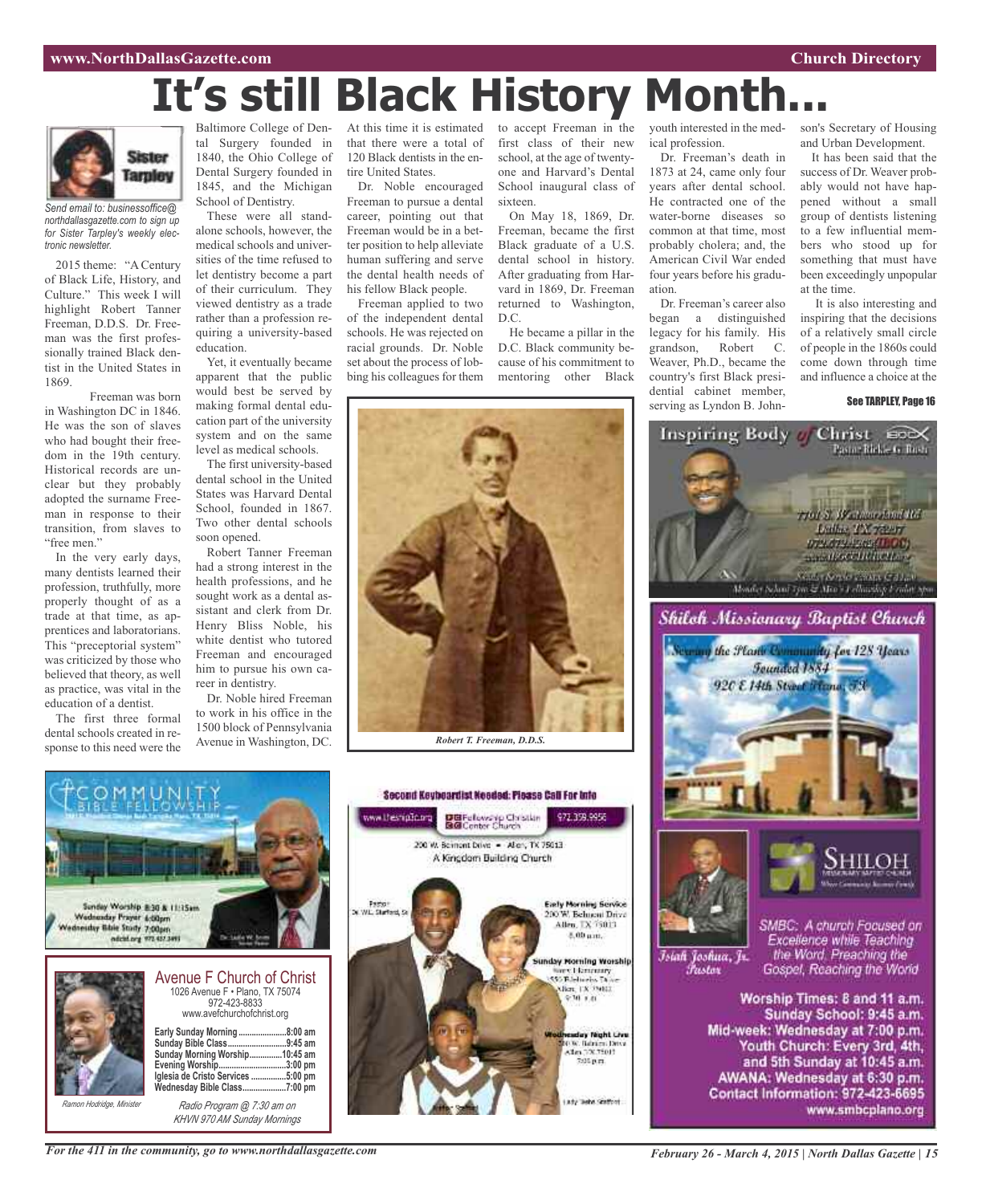# It's still Black History Month...

Sister Tarpley

*Send email to: businessoffice@northdallasgazette.com to sign up for Sister Tarpley's weekly electronic newsletter.*

2015 theme: "A Century of Black Life, History, and Culture." This week I will highlight Robert Tanner Freeman, D.D.S. Dr. Freeman was the first professionally trained Black dentist in the United States in 1869.

Freeman was born in Washington DC in 1846. He was the son of slaves who had bought their freedom in the 19th century. Historical records are unclear but they probably adopted the surname Freeman in response to their transition, from slaves to "free men."

In the very early days, many dentists learned their profession, truthfully, more properly thought of as a trade at that time, as apprentices and laboratorians. This "preceptorial system" was criticized by those who believed that theory, as well as practice, was vital in the education of a dentist.

The first three formal dental schools created in response to this need were the Baltimore College of Dental Surgery founded in 1840, the Ohio College of Dental Surgery founded in 1845, and the Michigan School of Dentistry.

These were all standalone schools, however, the medical schools and universities of the time refused to let dentistry become a part of their curriculum. They viewed dentistry as a trade rather than a profession requiring a university-based education.

Yet, it eventually became apparent that the public would best be served by making formal dental education part of the university system and on the same level as medical schools.

The first university-based dental school in the United States was Harvard Dental School, founded in 1867. Two other dental schools soon opened.

Robert Tanner Freeman had a strong interest in the health professions, and he sought work as a dental assistant and clerk from Dr. Henry Bliss Noble, his white dentist who tutored Freeman and encouraged him to pursue his own career in dentistry.

Dr. Noble hired Freeman to work in his office in the 1500 block of Pennsylvania Avenue in Washington, DC. At this time it is estimated that there were a total of 120 Black dentists in the entire United States.

Dr. Noble encouraged Freeman to pursue a dental career, pointing out that Freeman would be in a better position to help alleviate human suffering and serve the dental health needs of his fellow Black people.

Freeman applied to two of the independent dental schools. He was rejected on racial grounds. Dr. Noble set about the process of lobbing his colleagues for them to accept Freeman in the first class of their new school, at the age of twenty-one and Harvard's Dental School inaugural class of sixteen.

On May 18, 1869, Dr. Freeman, became the first Black graduate of a U.S. dental school in history. After graduating from Harvard in 1869, Dr. Freeman returned to Washington, D.C.

He became a pillar in the D.C. Black community because of his commitment to mentoring other Black youth interested in the medical profession.

Dr. Freeman's death in 1873 at 24, came only four years after dental school. He contracted one of the water-borne diseases so common at that time, most probably cholera; and, the American Civil War ended four years before his graduation.

Dr. Freeman's career also began a distinguished legacy for his family. His grandson, Robert C. Weaver, Ph.D., became the country's first Black presidential cabinet member, serving as Lyndon B. Johnson's Secretary of Housing and Urban Development.

It has been said that the success of Dr. Weaver probably would not have happened without a small group of dentists listening to a few influential members who stood up for something that must have been exceedingly unpopular at the time.

It is also interesting and inspiring that the decisions of a relatively small circle of people in the 1860s could come down through time and influence a choice at the

**See TARPLEY, Page 16**

*Robert T. Freeman, D.D.S.*

**Inspiring Body of Christ** IBOC
Pastor Richie G. Butts
7701 S. Westmoreland Rd
Dallas, TX 75237
972-372-4262 (IBOC)
www.IBOCCHURCH.org
Sunday Service 8:00am & 11:00am
Monday School 7pm & Men's Fellowship Friday 8pm

**Shiloh Missionary Baptist Church**
Serving the Plano Community for 128 Years
Founded 1884
920 E 14th Street Plano, TX

SHILOH MISSIONARY BAPTIST CHURCH
Where Community Becomes Family

Isiah Joshua, Jr.
Pastor

SMBC: A church Focused on Excellence while Teaching the Word, Preaching the Gospel, Reaching the World

Worship Times: 8 and 11 a.m.
Sunday School: 9:45 a.m.
Mid-week: Wednesday at 7:00 p.m.
Youth Church: Every 3rd, 4th, and 5th Sunday at 10:45 a.m.
AWANA: Wednesday at 6:30 p.m.
Contact Information: 972-423-6695
www.smbcplano.org

**COMMUNITY BIBLE FELLOWSHIP**
Sunday Worship 8:30 & 11:15am
Wednesday Prayer 6:00pm
Wednesday Bible Study 7:00pm
Dr. Leslie W. Smith, Senior Pastor

**Avenue F Church of Christ**
1026 Avenue F • Plano, TX 75074
972-423-8833
www.avefchurchofchrist.org

| | |
|---|---|
| Early Sunday Morning | 8:00 am |
| Sunday Bible Class | 9:45 am |
| Sunday Morning Worship | 10:45 am |
| Evening Worship | 3:00 pm |
| Iglesia de Cristo Services | 5:00 pm |
| Wednesday Bible Class | 7:00 pm |

*Ramon Hodridge, Minister*

*Radio Program @ 7:30 am on KHVN 970 AM Sunday Mornings*

**Second Keyboardist Needed: Please Call For Info**

www.thefcc.org — Fellowship Christian Center Church — 972.359.9956
200 W. Belmont Drive • Allen, TX 75013
A Kingdom Building Church

Pastor Dr. W.L. Stafford, Sr.

Early Morning Service
200 W. Belmont Drive
Allen, TX 75013
8:00 a.m.

Sunday Morning Worship
Story Elementary
550 Rivercrest Drive
Allen, TX 75002
9:30 a.m.

Wednesday Night Live
200 W. Belmont Drive
Allen, TX 75013
7:00 p.m.

Lady Stafford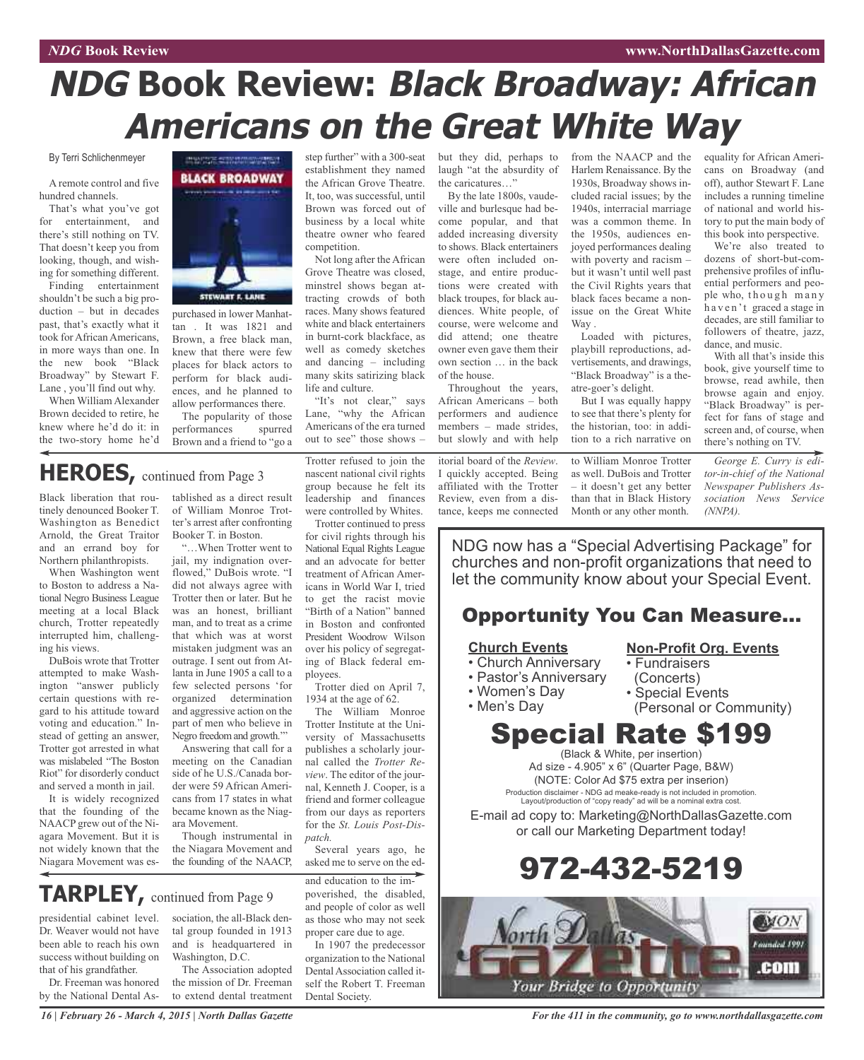# *NDG* Book Review: *Black Broadway: African Americans on the Great White Way*

By Terri Schlichenmeyer

A remote control and five hundred channels.

That's what you've got for entertainment, and there's still nothing on TV. That doesn't keep you from looking, though, and wishing for something different.

Finding entertainment shouldn't be such a big production – but in decades past, that's exactly what it took for African Americans, in more ways than one. In the new book "Black Broadway" by Stewart F. Lane , you'll find out why.

When William Alexander Brown decided to retire, he knew where he'd do it: in the two-story home he'd purchased in lower Manhattan . It was 1821 and Brown, a free black man, knew that there were few places for black actors to perform for black audiences, and he planned to allow performances there.

The popularity of those performances spurred Brown and a friend to "go a step further" with a 300-seat establishment they named the African Grove Theatre. It, too, was successful, until Brown was forced out of business by a local white theatre owner who feared competition.

Not long after the African Grove Theatre was closed, minstrel shows began attracting crowds of both races. Many shows featured white and black entertainers in burnt-cork blackface, as well as comedy sketches and dancing – including many skits satirizing black life and culture.

"It's not clear," says Lane, "why the African Americans of the era turned out to see" those shows – but they did, perhaps to laugh "at the absurdity of the caricatures…"

By the late 1800s, vaudeville and burlesque had become popular, and that added increasing diversity to shows. Black entertainers were often included onstage, and entire productions were created with black troupes, for black audiences. White people, of course, were welcome and did attend; one theatre owner even gave them their own section … in the back of the house.

Throughout the years, African Americans – both performers and audience members – made strides, but slowly and with help from the NAACP and the Harlem Renaissance. By the 1930s, Broadway shows included racial issues; by the 1940s, interracial marriage was a common theme. In the 1950s, audiences enjoyed performances dealing with poverty and racism – but it wasn't until well past the Civil Rights years that black faces became a non-issue on the Great White Way .

Loaded with pictures, playbill reproductions, advertisements, and drawings, "Black Broadway" is a theatre-goer's delight.

But I was equally happy to see that there's plenty for the historian, too: in addition to a rich narrative on equality for African Americans on Broadway (and off), author Stewart F. Lane includes a running timeline of national and world history to put the main body of this book into perspective.

We're also treated to dozens of short-but-comprehensive profiles of influential performers and people who, though many haven't graced a stage in decades, are still familiar to followers of theatre, jazz, dance, and music.

With all that's inside this book, give yourself time to browse, read awhile, then browse again and enjoy. "Black Broadway" is perfect for fans of stage and screen and, of course, when there's nothing on TV.

## HEROES, continued from Page 3

Black liberation that routinely denounced Booker T. Washington as Benedict Arnold, the Great Traitor and an errand boy for Northern philanthropists.

When Washington went to Boston to address a National Negro Business League meeting at a local Black church, Trotter repeatedly interrupted him, challenging his views.

DuBois wrote that Trotter attempted to make Washington "answer publicly certain questions with regard to his attitude toward voting and education." Instead of getting an answer, Trotter got arrested in what was mislabeled "The Boston Riot" for disorderly conduct and served a month in jail.

It is widely recognized that the founding of the NAACP grew out of the Niagara Movement. But it is not widely known that the Niagara Movement was established as a direct result of William Monroe Trotter's arrest after confronting Booker T. in Boston.

"…When Trotter went to jail, my indignation overflowed," DuBois wrote. "I did not always agree with Trotter then or later. But he was an honest, brilliant man, and to treat as a crime that which was at worst mistaken judgment was an outrage. I sent out from Atlanta in June 1905 a call to a few selected persons 'for organized determination and aggressive action on the part of men who believe in Negro freedom and growth.'"

Answering that call for a meeting on the Canadian side of he U.S./Canada border were 59 African Americans from 17 states in what became known as the Niagara Movement.

Though instrumental in the Niagara Movement and the founding of the NAACP, Trotter refused to join the nascent national civil rights group because he felt its leadership and finances were controlled by Whites.

Trotter continued to press for civil rights through his National Equal Rights League and an advocate for better treatment of African Americans in World War I, tried to get the racist movie "Birth of a Nation" banned in Boston and confronted President Woodrow Wilson over his policy of segregating of Black federal employees.

Trotter died on April 7, 1934 at the age of 62.

The William Monroe Trotter Institute at the University of Massachusetts publishes a scholarly journal called the *Trotter Review*. The editor of the journal, Kenneth J. Cooper, is a friend and former colleague from our days as reporters for the *St. Louis Post-Dispatch.*

Several years ago, he asked me to serve on the editorial board of the *Review*. I quickly accepted. Being affiliated with the Trotter Review, even from a distance, keeps me connected to William Monroe Trotter as well. DuBois and Trotter – it doesn't get any better than that in Black History Month or any other month.

*George E. Curry is editor-in-chief of the National Newspaper Publishers Association News Service (NNPA).*

## TARPLEY, continued from Page 9

presidential cabinet level. Dr. Weaver would not have been able to reach his own success without building on that of his grandfather.

Dr. Freeman was honored by the National Dental Association, the all-Black dental group founded in 1913 and is headquartered in Washington, D.C.

The Association adopted the mission of Dr. Freeman to extend dental treatment and education to the impoverished, the disabled, and people of color as well as those who may not seek proper care due to age.

In 1907 the predecessor organization to the National Dental Association called itself the Robert T. Freeman Dental Society.

---

NDG now has a "Special Advertising Package" for churches and non-profit organizations that need to let the community know about your Special Event.

## Opportunity You Can Measure...

**Church Events**
- Church Anniversary
- Pastor's Anniversary
- Women's Day
- Men's Day

**Non-Profit Org. Events**
- Fundraisers (Concerts)
- Special Events (Personal or Community)

## Special Rate $199

(Black & White, per insertion)
Ad size - 4.905" x 6" (Quarter Page, B&W)
(NOTE: Color Ad $75 extra per inserion)
Production disclaimer - NDG ad meake-ready is not included in promotion. Layout/production of "copy ready" ad will be a nominal extra cost.

E-mail ad copy to: Marketing@NorthDallasGazette.com or call our Marketing Department today!

## 972-432-5219

North Dallas Gazette .com — Your Bridge to Opportunity